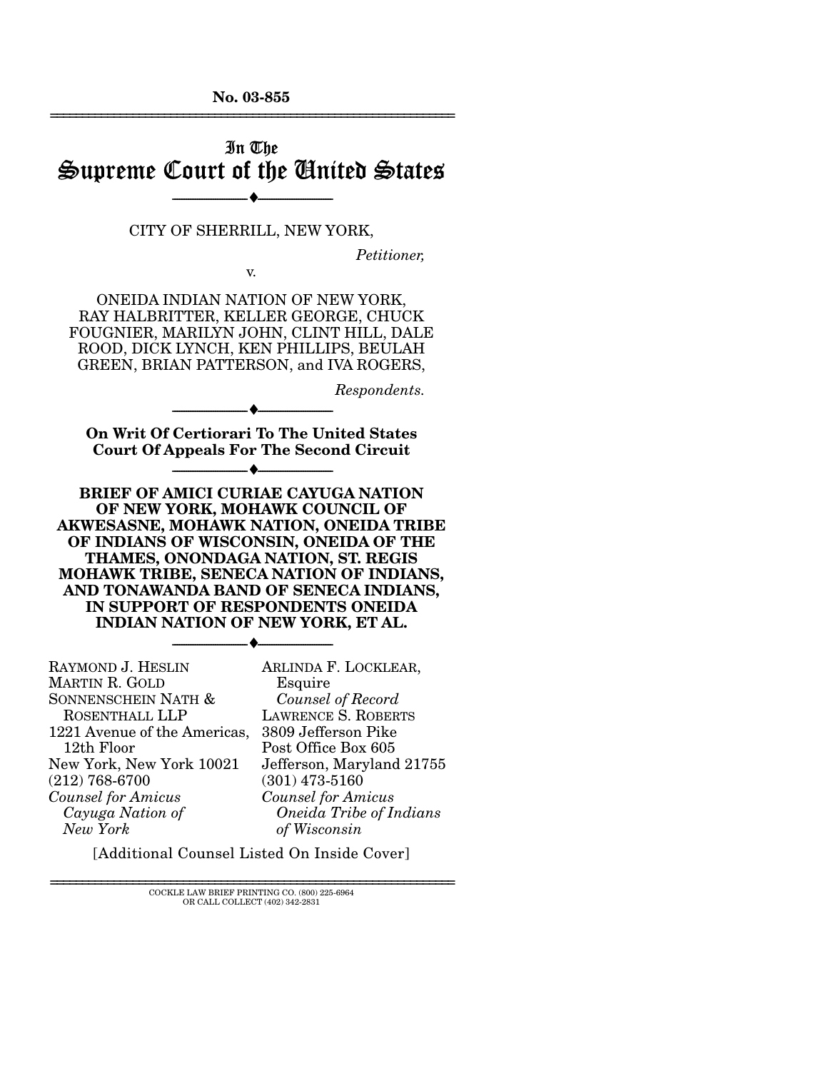No. 03-855

---

In The
# Supreme Court of the United States

---

CITY OF SHERRILL, NEW YORK,

*Petitioner,*

v.

ONEIDA INDIAN NATION OF NEW YORK, RAY HALBRITTER, KELLER GEORGE, CHUCK FOUGNIER, MARILYN JOHN, CLINT HILL, DALE ROOD, DICK LYNCH, KEN PHILLIPS, BEULAH GREEN, BRIAN PATTERSON, and IVA ROGERS,

*Respondents.*

---

**On Writ Of Certiorari To The United States Court Of Appeals For The Second Circuit**

---

**BRIEF OF AMICI CURIAE CAYUGA NATION OF NEW YORK, MOHAWK COUNCIL OF AKWESASNE, MOHAWK NATION, ONEIDA TRIBE OF INDIANS OF WISCONSIN, ONEIDA OF THE THAMES, ONONDAGA NATION, ST. REGIS MOHAWK TRIBE, SENECA NATION OF INDIANS, AND TONAWANDA BAND OF SENECA INDIANS, IN SUPPORT OF RESPONDENTS ONEIDA INDIAN NATION OF NEW YORK, ET AL.**

---

RAYMOND J. HESLIN
MARTIN R. GOLD
SONNENSCHEIN NATH & ROSENTHALL LLP
1221 Avenue of the Americas, 12th Floor
New York, New York 10021
(212) 768-6700
*Counsel for Amicus Cayuga Nation of New York*

ARLINDA F. LOCKLEAR, Esquire
*Counsel of Record*
LAWRENCE S. ROBERTS
3809 Jefferson Pike
Post Office Box 605
Jefferson, Maryland 21755
(301) 473-5160
*Counsel for Amicus Oneida Tribe of Indians of Wisconsin*

[Additional Counsel Listed On Inside Cover]

---

COCKLE LAW BRIEF PRINTING CO. (800) 225-6964
OR CALL COLLECT (402) 342-2831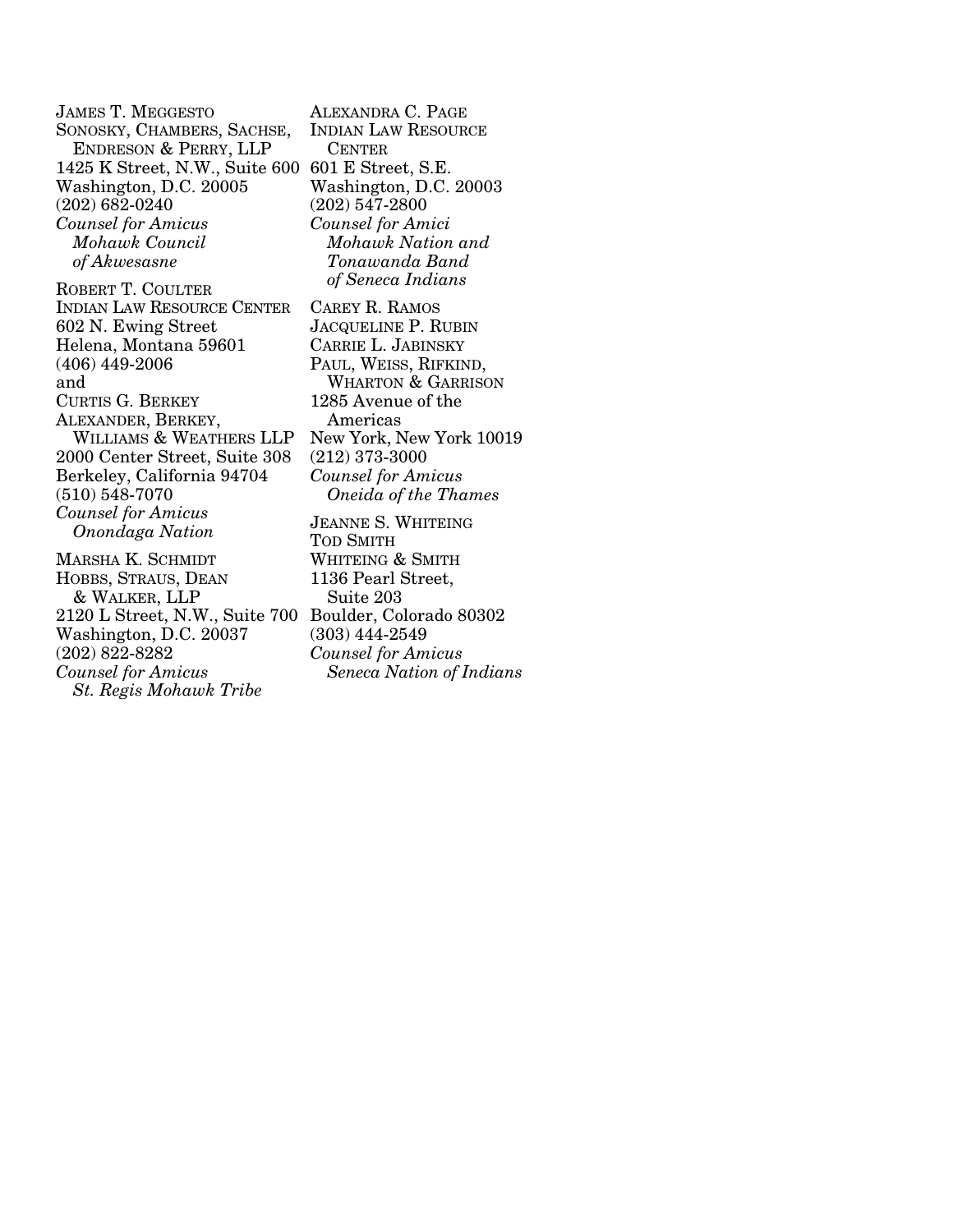JAMES T. MEGGESTO
SONOSKY, CHAMBERS, SACHSE, ENDRESON & PERRY, LLP
1425 K Street, N.W., Suite 600
Washington, D.C. 20005
(202) 682-0240
*Counsel for Amicus Mohawk Council of Akwesasne*

ROBERT T. COULTER
INDIAN LAW RESOURCE CENTER
602 N. Ewing Street
Helena, Montana 59601
(406) 449-2006
and
CURTIS G. BERKEY
ALEXANDER, BERKEY, WILLIAMS & WEATHERS LLP
2000 Center Street, Suite 308
Berkeley, California 94704
(510) 548-7070
*Counsel for Amicus Onondaga Nation*

MARSHA K. SCHMIDT
HOBBS, STRAUS, DEAN & WALKER, LLP
2120 L Street, N.W., Suite 700
Washington, D.C. 20037
(202) 822-8282
*Counsel for Amicus St. Regis Mohawk Tribe*

ALEXANDRA C. PAGE
INDIAN LAW RESOURCE CENTER
601 E Street, S.E.
Washington, D.C. 20003
(202) 547-2800
*Counsel for Amici Mohawk Nation and Tonawanda Band of Seneca Indians*

CAREY R. RAMOS
JACQUELINE P. RUBIN
CARRIE L. JABINSKY
PAUL, WEISS, RIFKIND, WHARTON & GARRISON
1285 Avenue of the Americas
New York, New York 10019
(212) 373-3000
*Counsel for Amicus Oneida of the Thames*

JEANNE S. WHITEING
TOD SMITH
WHITEING & SMITH
1136 Pearl Street, Suite 203
Boulder, Colorado 80302
(303) 444-2549
*Counsel for Amicus Seneca Nation of Indians*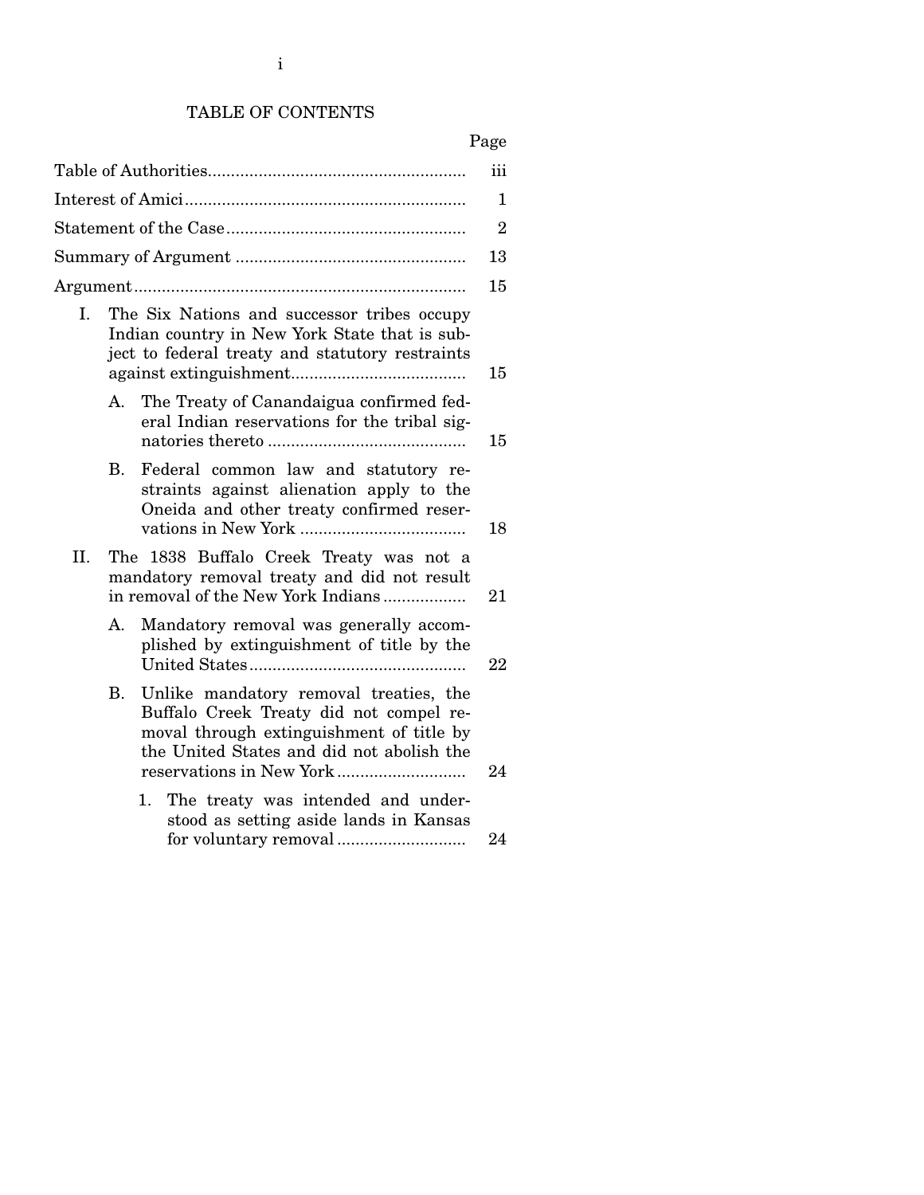# TABLE OF CONTENTS

| | Page |
|---|---|
| Table of Authorities | iii |
| Interest of Amici | 1 |
| Statement of the Case | 2 |
| Summary of Argument | 13 |
| Argument | 15 |
| I. The Six Nations and successor tribes occupy Indian country in New York State that is subject to federal treaty and statutory restraints against extinguishment | 15 |
| A. The Treaty of Canandaigua confirmed federal Indian reservations for the tribal signatories thereto | 15 |
| B. Federal common law and statutory restraints against alienation apply to the Oneida and other treaty confirmed reservations in New York | 18 |
| II. The 1838 Buffalo Creek Treaty was not a mandatory removal treaty and did not result in removal of the New York Indians | 21 |
| A. Mandatory removal was generally accomplished by extinguishment of title by the United States | 22 |
| B. Unlike mandatory removal treaties, the Buffalo Creek Treaty did not compel removal through extinguishment of title by the United States and did not abolish the reservations in New York | 24 |
| 1. The treaty was intended and understood as setting aside lands in Kansas for voluntary removal | 24 |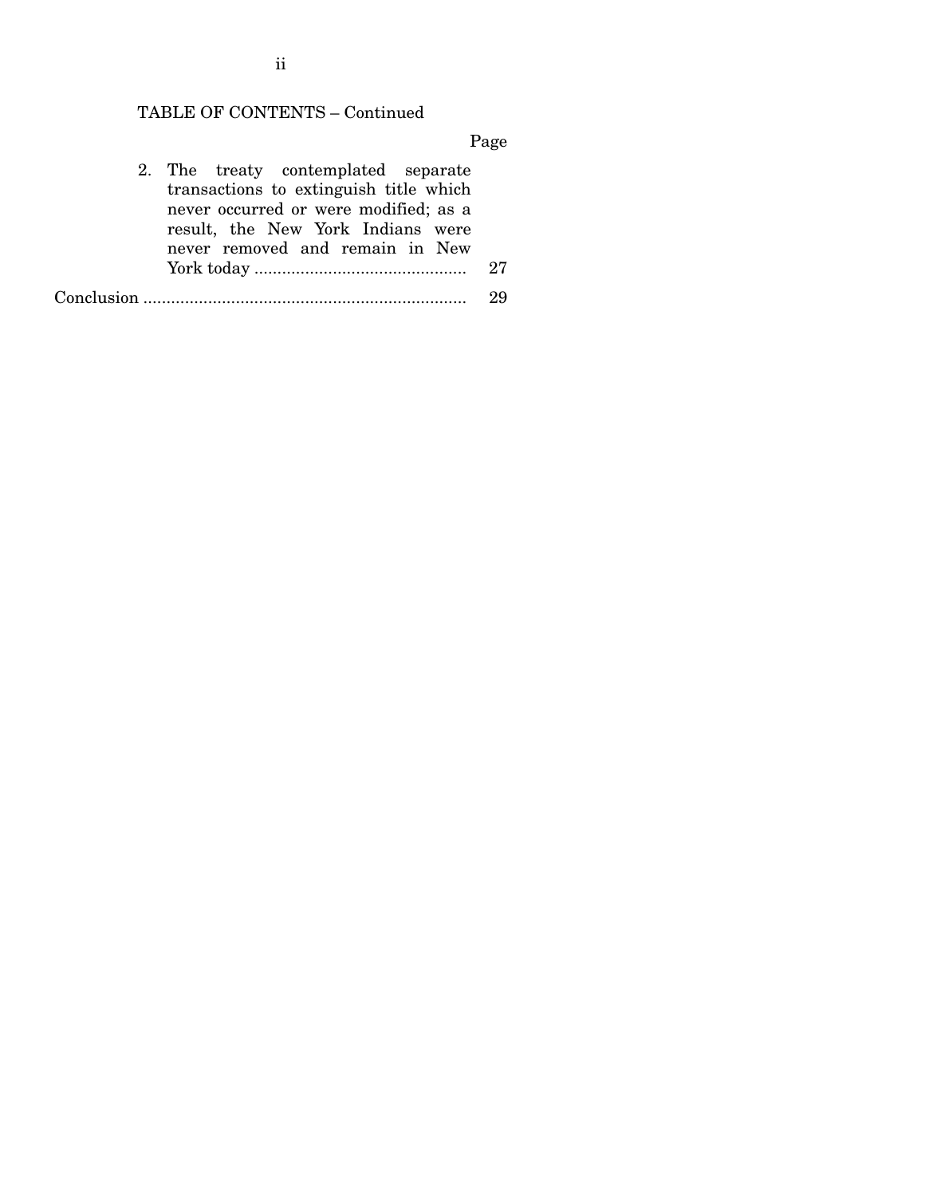TABLE OF CONTENTS – Continued

| | Page |
|---|---|
| 2. The treaty contemplated separate transactions to extinguish title which never occurred or were modified; as a result, the New York Indians were never removed and remain in New York today | 27 |
| Conclusion | 29 |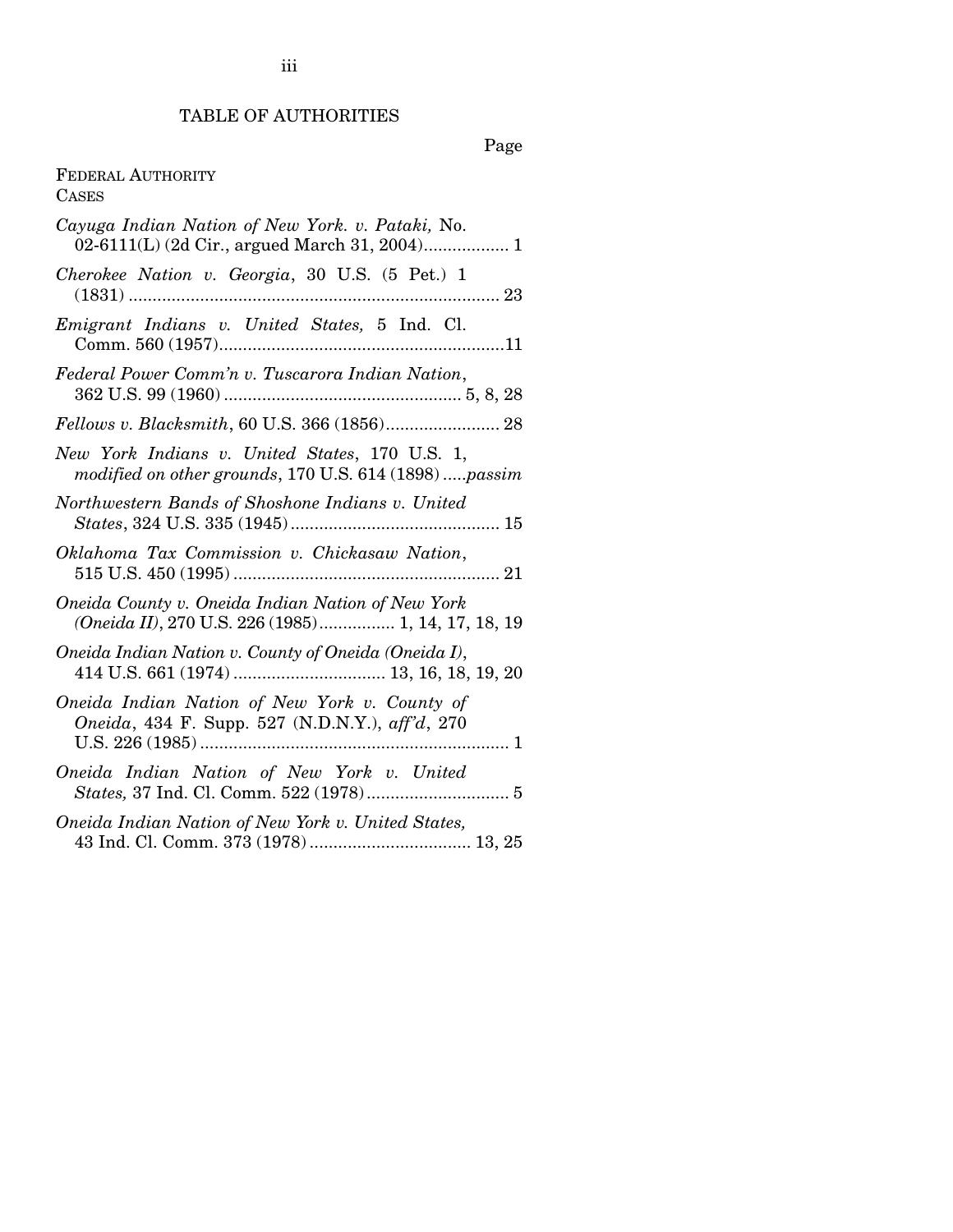TABLE OF AUTHORITIES

Page

FEDERAL AUTHORITY

CASES

*Cayuga Indian Nation of New York. v. Pataki,* No. 02-6111(L) (2d Cir., argued March 31, 2004) .................. 1

*Cherokee Nation v. Georgia*, 30 U.S. (5 Pet.) 1 (1831) .............................................................................. 23

*Emigrant Indians v. United States,* 5 Ind. Cl. Comm. 560 (1957)............................................................11

*Federal Power Comm'n v. Tuscarora Indian Nation*, 362 U.S. 99 (1960) .................................................. 5, 8, 28

*Fellows v. Blacksmith*, 60 U.S. 366 (1856)........................ 28

*New York Indians v. United States*, 170 U.S. 1, *modified on other grounds*, 170 U.S. 614 (1898) .....*passim*

*Northwestern Bands of Shoshone Indians v. United States*, 324 U.S. 335 (1945) ............................................ 15

*Oklahoma Tax Commission v. Chickasaw Nation*, 515 U.S. 450 (1995) ........................................................ 21

*Oneida County v. Oneida Indian Nation of New York (Oneida II)*, 270 U.S. 226 (1985)................ 1, 14, 17, 18, 19

*Oneida Indian Nation v. County of Oneida (Oneida I)*, 414 U.S. 661 (1974) ................................ 13, 16, 18, 19, 20

*Oneida Indian Nation of New York v. County of Oneida*, 434 F. Supp. 527 (N.D.N.Y.), *aff'd*, 270 U.S. 226 (1985) .................................................................. 1

*Oneida Indian Nation of New York v. United States,* 37 Ind. Cl. Comm. 522 (1978).............................. 5

*Oneida Indian Nation of New York v. United States,* 43 Ind. Cl. Comm. 373 (1978) .................................. 13, 25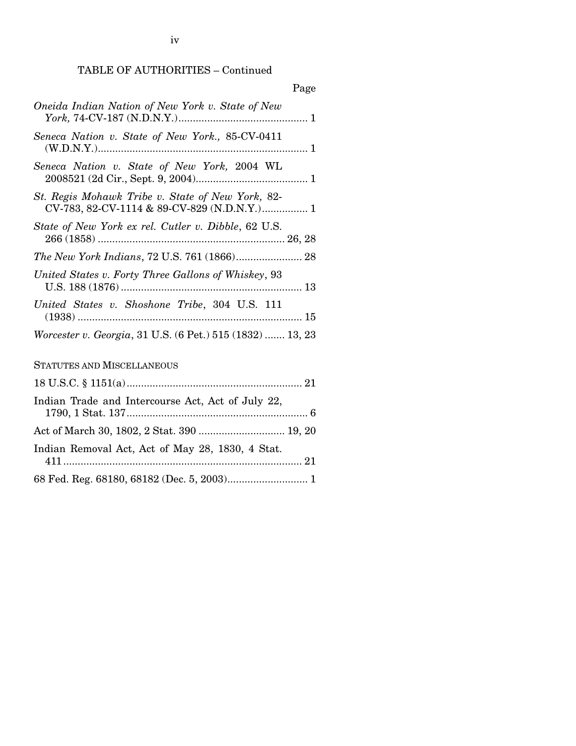TABLE OF AUTHORITIES – Continued

Page

*Oneida Indian Nation of New York v. State of New York,* 74-CV-187 (N.D.N.Y.)............................................ 1

*Seneca Nation v. State of New York.,* 85-CV-0411 (W.D.N.Y.)......................................................................... 1

*Seneca Nation v. State of New York,* 2004 WL 2008521 (2d Cir., Sept. 9, 2004)...................................... 1

*St. Regis Mohawk Tribe v. State of New York,* 82-CV-783, 82-CV-1114 & 89-CV-829 (N.D.N.Y.)................ 1

*State of New York ex rel. Cutler v. Dibble*, 62 U.S. 266 (1858) ................................................................ 26, 28

*The New York Indians*, 72 U.S. 761 (1866)....................... 28

*United States v. Forty Three Gallons of Whiskey*, 93 U.S. 188 (1876) ............................................................... 13

*United States v. Shoshone Tribe*, 304 U.S. 111 (1938) .............................................................................. 15

*Worcester v. Georgia*, 31 U.S. (6 Pet.) 515 (1832) ....... 13, 23

STATUTES AND MISCELLANEOUS

18 U.S.C. § 1151(a)............................................................ 21

Indian Trade and Intercourse Act, Act of July 22, 1790, 1 Stat. 137............................................................... 6

Act of March 30, 1802, 2 Stat. 390 ............................. 19, 20

Indian Removal Act, Act of May 28, 1830, 4 Stat. 411 .................................................................................. 21

68 Fed. Reg. 68180, 68182 (Dec. 5, 2003)........................... 1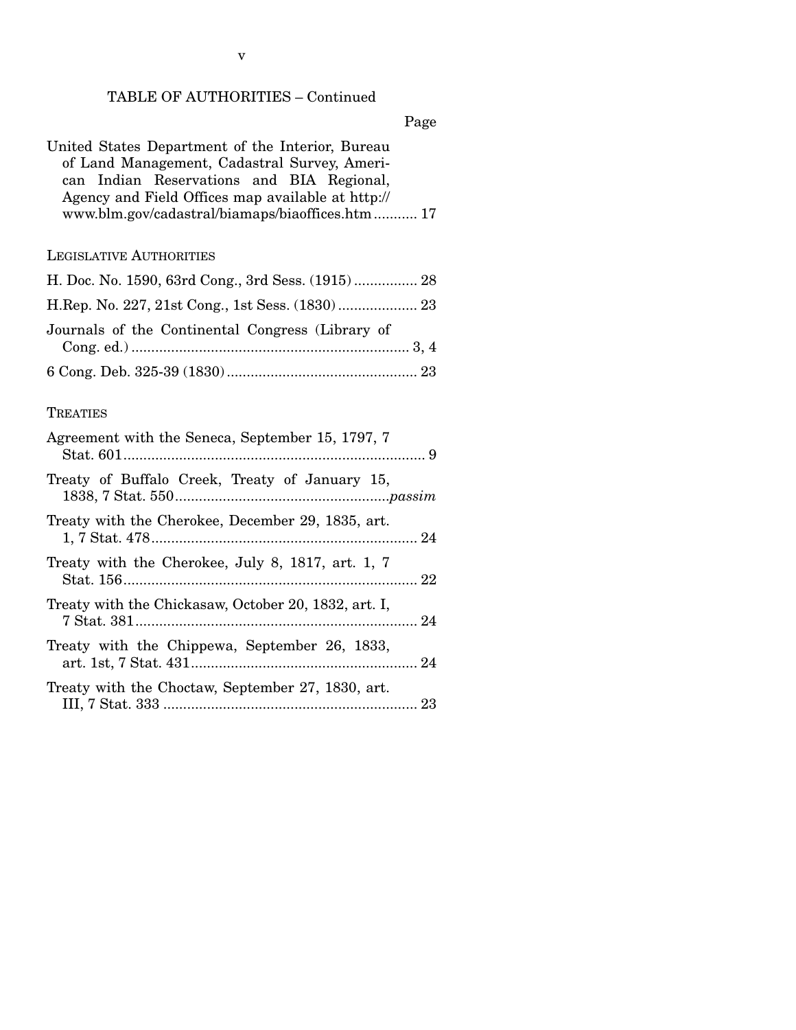TABLE OF AUTHORITIES – Continued

Page

United States Department of the Interior, Bureau of Land Management, Cadastral Survey, American Indian Reservations and BIA Regional, Agency and Field Offices map available at http://www.blm.gov/cadastral/biamaps/biaoffices.htm ........... 17

LEGISLATIVE AUTHORITIES

H. Doc. No. 1590, 63rd Cong., 3rd Sess. (1915) ................ 28

H.Rep. No. 227, 21st Cong., 1st Sess. (1830) .................... 23

Journals of the Continental Congress (Library of Cong. ed.) ...................................................................... 3, 4

6 Cong. Deb. 325-39 (1830) ................................................ 23

TREATIES

Agreement with the Seneca, September 15, 1797, 7 Stat. 601 ............................................................................ 9

Treaty of Buffalo Creek, Treaty of January 15, 1838, 7 Stat. 550 ...................................................... *passim*

Treaty with the Cherokee, December 29, 1835, art. 1, 7 Stat. 478 ................................................................... 24

Treaty with the Cherokee, July 8, 1817, art. 1, 7 Stat. 156 .......................................................................... 22

Treaty with the Chickasaw, October 20, 1832, art. I, 7 Stat. 381 ....................................................................... 24

Treaty with the Chippewa, September 26, 1833, art. 1st, 7 Stat. 431 ......................................................... 24

Treaty with the Choctaw, September 27, 1830, art. III, 7 Stat. 333 ................................................................ 23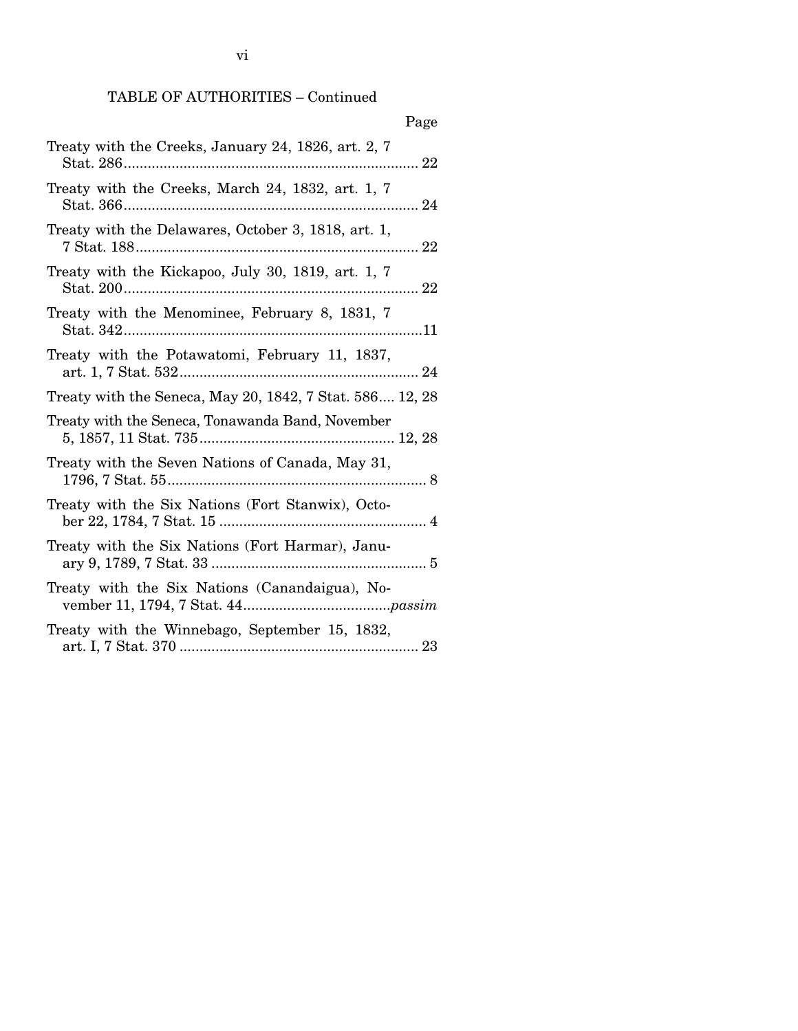TABLE OF AUTHORITIES – Continued

| | Page |
|---|---|
| Treaty with the Creeks, January 24, 1826, art. 2, 7 Stat. 286 | 22 |
| Treaty with the Creeks, March 24, 1832, art. 1, 7 Stat. 366 | 24 |
| Treaty with the Delawares, October 3, 1818, art. 1, 7 Stat. 188 | 22 |
| Treaty with the Kickapoo, July 30, 1819, art. 1, 7 Stat. 200 | 22 |
| Treaty with the Menominee, February 8, 1831, 7 Stat. 342 | 11 |
| Treaty with the Potawatomi, February 11, 1837, art. 1, 7 Stat. 532 | 24 |
| Treaty with the Seneca, May 20, 1842, 7 Stat. 586 | 12, 28 |
| Treaty with the Seneca, Tonawanda Band, November 5, 1857, 11 Stat. 735 | 12, 28 |
| Treaty with the Seven Nations of Canada, May 31, 1796, 7 Stat. 55 | 8 |
| Treaty with the Six Nations (Fort Stanwix), October 22, 1784, 7 Stat. 15 | 4 |
| Treaty with the Six Nations (Fort Harmar), January 9, 1789, 7 Stat. 33 | 5 |
| Treaty with the Six Nations (Canandaigua), November 11, 1794, 7 Stat. 44 | *passim* |
| Treaty with the Winnebago, September 15, 1832, art. I, 7 Stat. 370 | 23 |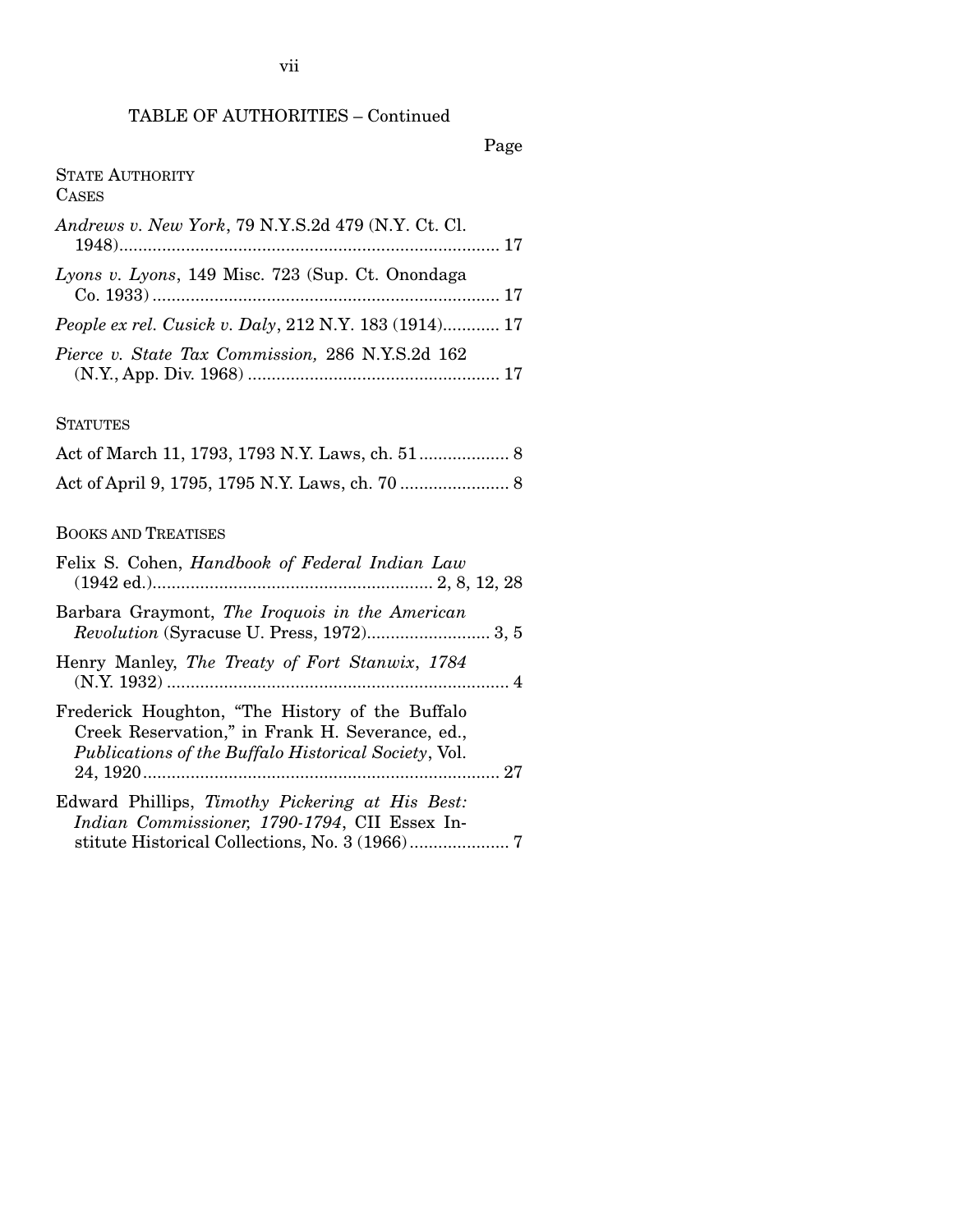TABLE OF AUTHORITIES – Continued

Page

STATE AUTHORITY

CASES

*Andrews v. New York*, 79 N.Y.S.2d 479 (N.Y. Ct. Cl. 1948) .......... 17

*Lyons v. Lyons*, 149 Misc. 723 (Sup. Ct. Onondaga Co. 1933) .......... 17

*People ex rel. Cusick v. Daly*, 212 N.Y. 183 (1914) .......... 17

*Pierce v. State Tax Commission,* 286 N.Y.S.2d 162 (N.Y., App. Div. 1968) .......... 17

STATUTES

Act of March 11, 1793, 1793 N.Y. Laws, ch. 51 .......... 8

Act of April 9, 1795, 1795 N.Y. Laws, ch. 70 .......... 8

BOOKS AND TREATISES

Felix S. Cohen, *Handbook of Federal Indian Law* (1942 ed.) .......... 2, 8, 12, 28

Barbara Graymont, *The Iroquois in the American Revolution* (Syracuse U. Press, 1972) .......... 3, 5

Henry Manley, *The Treaty of Fort Stanwix, 1784* (N.Y. 1932) .......... 4

Frederick Houghton, "The History of the Buffalo Creek Reservation," in Frank H. Severance, ed., *Publications of the Buffalo Historical Society*, Vol. 24, 1920 .......... 27

Edward Phillips, *Timothy Pickering at His Best: Indian Commissioner, 1790-1794*, CII Essex Institute Historical Collections, No. 3 (1966) .......... 7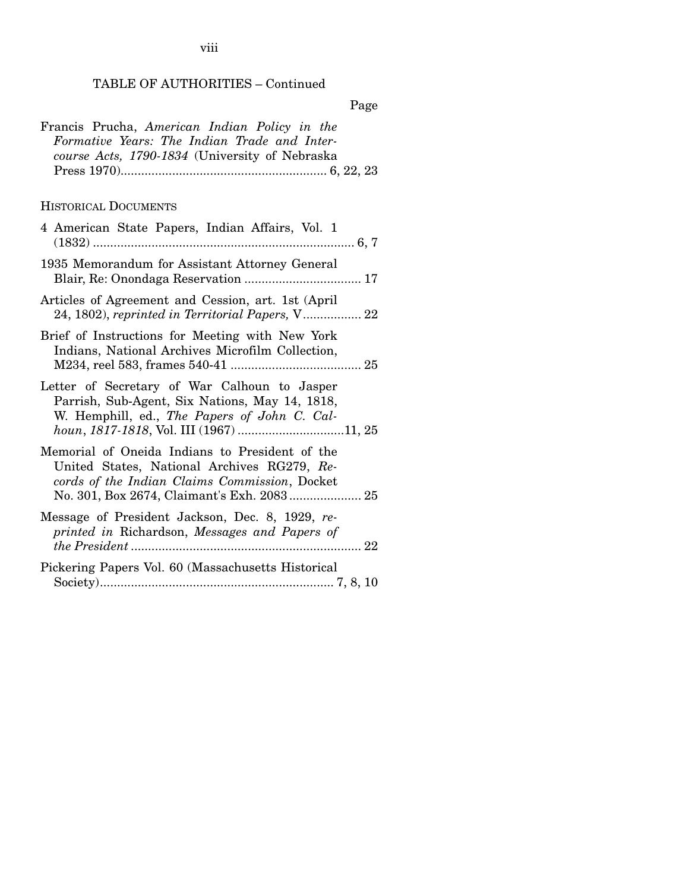TABLE OF AUTHORITIES – Continued

Page

Francis Prucha, *American Indian Policy in the Formative Years: The Indian Trade and Intercourse Acts, 1790-1834* (University of Nebraska Press 1970)............................................................ 6, 22, 23

HISTORICAL DOCUMENTS

4 American State Papers, Indian Affairs, Vol. 1 (1832) ............................................................................ 6, 7

1935 Memorandum for Assistant Attorney General Blair, Re: Onondaga Reservation .................................. 17

Articles of Agreement and Cession, art. 1st (April 24, 1802), *reprinted in Territorial Papers,* V................. 22

Brief of Instructions for Meeting with New York Indians, National Archives Microfilm Collection, M234, reel 583, frames 540-41 ...................................... 25

Letter of Secretary of War Calhoun to Jasper Parrish, Sub-Agent, Six Nations, May 14, 1818, W. Hemphill, ed., *The Papers of John C. Calhoun, 1817-1818*, Vol. III (1967) ...............................11, 25

Memorial of Oneida Indians to President of the United States, National Archives RG279, *Records of the Indian Claims Commission*, Docket No. 301, Box 2674, Claimant's Exh. 2083..................... 25

Message of President Jackson, Dec. 8, 1929, *reprinted in* Richardson, *Messages and Papers of the President* ................................................................... 22

Pickering Papers Vol. 60 (Massachusetts Historical Society).................................................................... 7, 8, 10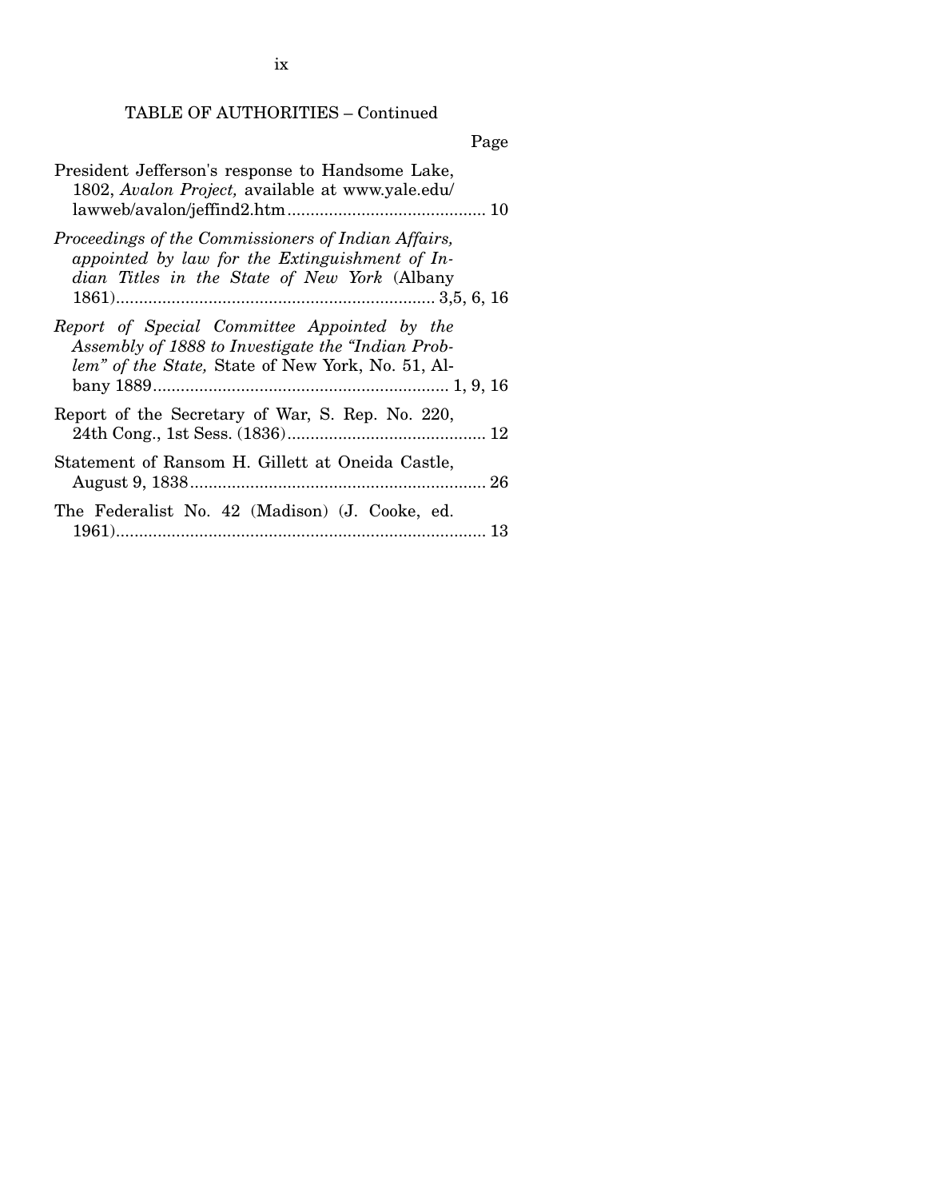TABLE OF AUTHORITIES – Continued

Page

President Jefferson's response to Handsome Lake, 1802, *Avalon Project,* available at www.yale.edu/lawweb/avalon/jeffind2.htm .......................................... 10

*Proceedings of the Commissioners of Indian Affairs, appointed by law for the Extinguishment of Indian Titles in the State of New York* (Albany 1861)..................................................................... 3,5, 6, 16

*Report of Special Committee Appointed by the Assembly of 1888 to Investigate the "Indian Problem" of the State,* State of New York, No. 51, Albany 1889................................................................ 1, 9, 16

Report of the Secretary of War, S. Rep. No. 220, 24th Cong., 1st Sess. (1836).......................................... 12

Statement of Ransom H. Gillett at Oneida Castle, August 9, 1838................................................................ 26

The Federalist No. 42 (Madison) (J. Cooke, ed. 1961)................................................................................ 13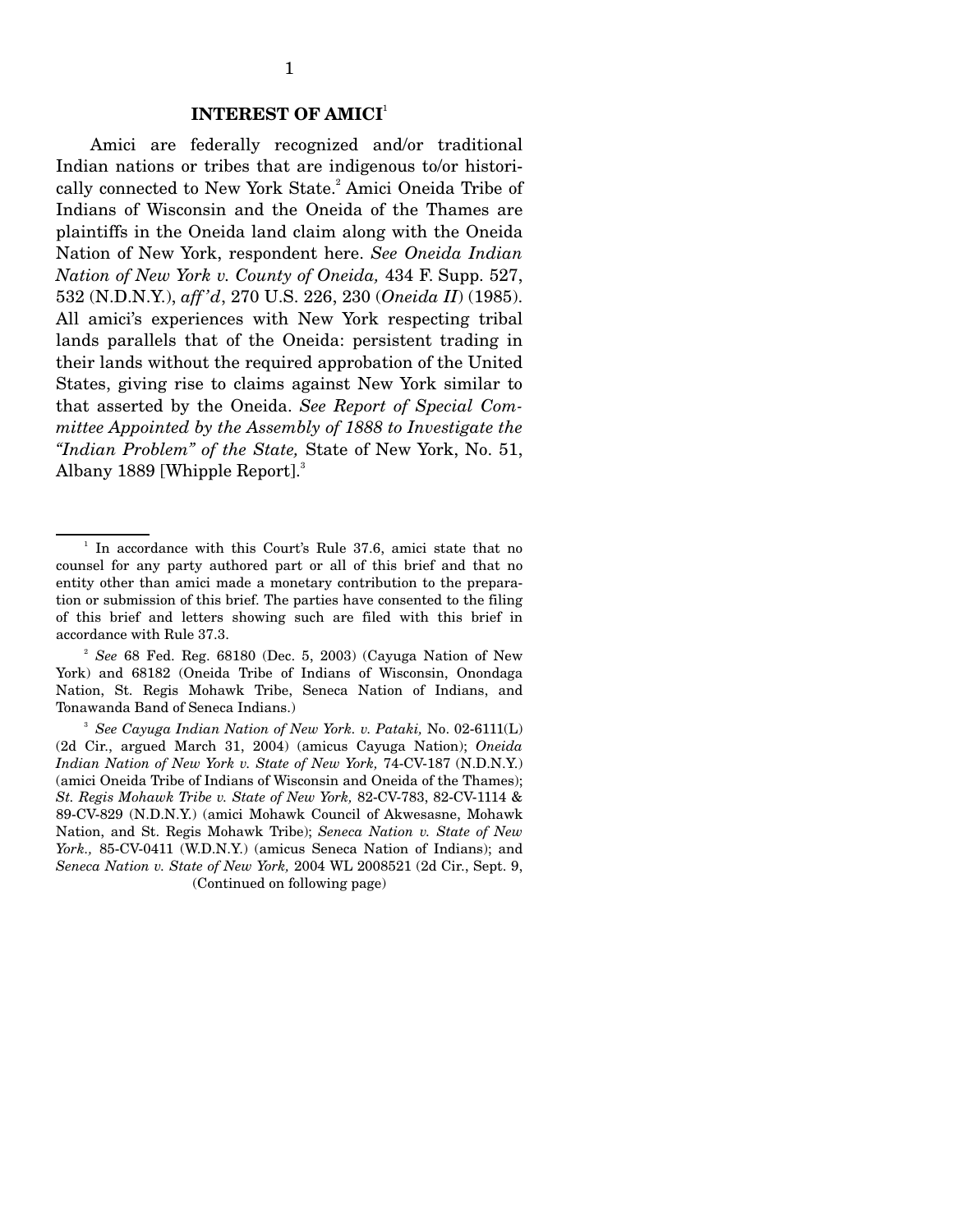## INTEREST OF AMICI[1]

Amici are federally recognized and/or traditional Indian nations or tribes that are indigenous to/or historically connected to New York State.[2] Amici Oneida Tribe of Indians of Wisconsin and the Oneida of the Thames are plaintiffs in the Oneida land claim along with the Oneida Nation of New York, respondent here. *See Oneida Indian Nation of New York v. County of Oneida,* 434 F. Supp. 527, 532 (N.D.N.Y.), *aff'd*, 270 U.S. 226, 230 (*Oneida II*) (1985). All amici's experiences with New York respecting tribal lands parallels that of the Oneida: persistent trading in their lands without the required approbation of the United States, giving rise to claims against New York similar to that asserted by the Oneida. *See Report of Special Committee Appointed by the Assembly of 1888 to Investigate the "Indian Problem" of the State,* State of New York, No. 51, Albany 1889 [Whipple Report].[3]

---

[1] In accordance with this Court's Rule 37.6, amici state that no counsel for any party authored part or all of this brief and that no entity other than amici made a monetary contribution to the preparation or submission of this brief. The parties have consented to the filing of this brief and letters showing such are filed with this brief in accordance with Rule 37.3.

[2] *See* 68 Fed. Reg. 68180 (Dec. 5, 2003) (Cayuga Nation of New York) and 68182 (Oneida Tribe of Indians of Wisconsin, Onondaga Nation, St. Regis Mohawk Tribe, Seneca Nation of Indians, and Tonawanda Band of Seneca Indians.)

[3] *See Cayuga Indian Nation of New York. v. Pataki,* No. 02-6111(L) (2d Cir., argued March 31, 2004) (amicus Cayuga Nation); *Oneida Indian Nation of New York v. State of New York,* 74-CV-187 (N.D.N.Y.) (amici Oneida Tribe of Indians of Wisconsin and Oneida of the Thames); *St. Regis Mohawk Tribe v. State of New York,* 82-CV-783, 82-CV-1114 & 89-CV-829 (N.D.N.Y.) (amici Mohawk Council of Akwesasne, Mohawk Nation, and St. Regis Mohawk Tribe); *Seneca Nation v. State of New York.,* 85-CV-0411 (W.D.N.Y.) (amicus Seneca Nation of Indians); and *Seneca Nation v. State of New York,* 2004 WL 2008521 (2d Cir., Sept. 9,

(Continued on following page)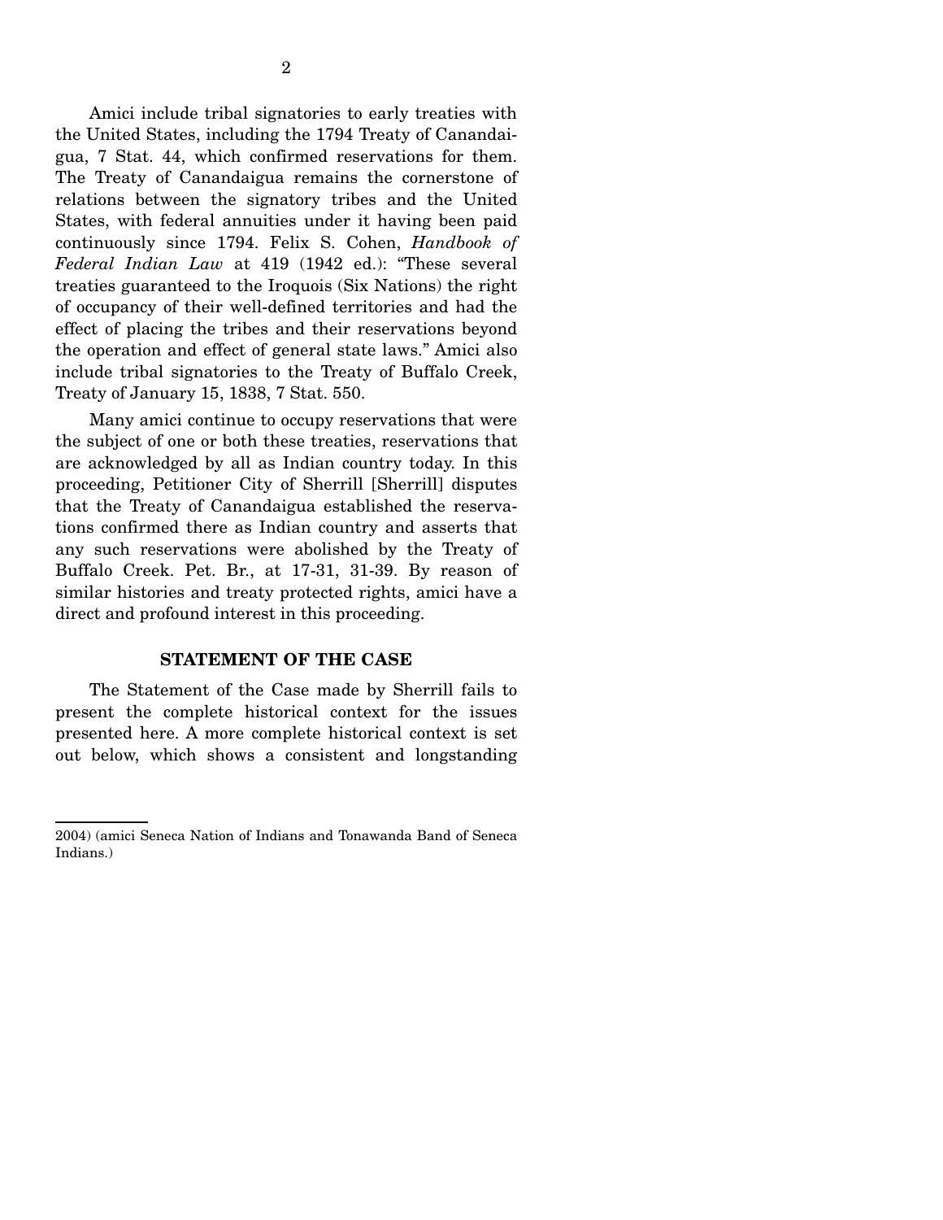Amici include tribal signatories to early treaties with the United States, including the 1794 Treaty of Canandaigua, 7 Stat. 44, which confirmed reservations for them. The Treaty of Canandaigua remains the cornerstone of relations between the signatory tribes and the United States, with federal annuities under it having been paid continuously since 1794. Felix S. Cohen, *Handbook of Federal Indian Law* at 419 (1942 ed.): "These several treaties guaranteed to the Iroquois (Six Nations) the right of occupancy of their well-defined territories and had the effect of placing the tribes and their reservations beyond the operation and effect of general state laws." Amici also include tribal signatories to the Treaty of Buffalo Creek, Treaty of January 15, 1838, 7 Stat. 550.

Many amici continue to occupy reservations that were the subject of one or both these treaties, reservations that are acknowledged by all as Indian country today. In this proceeding, Petitioner City of Sherrill [Sherrill] disputes that the Treaty of Canandaigua established the reservations confirmed there as Indian country and asserts that any such reservations were abolished by the Treaty of Buffalo Creek. Pet. Br., at 17-31, 31-39. By reason of similar histories and treaty protected rights, amici have a direct and profound interest in this proceeding.

## STATEMENT OF THE CASE

The Statement of the Case made by Sherrill fails to present the complete historical context for the issues presented here. A more complete historical context is set out below, which shows a consistent and longstanding

---

2004) (amici Seneca Nation of Indians and Tonawanda Band of Seneca Indians.)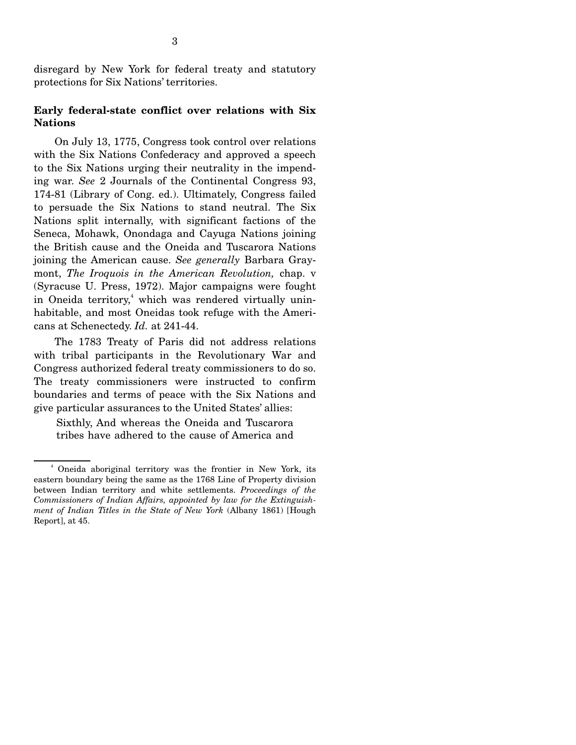disregard by New York for federal treaty and statutory protections for Six Nations' territories.

**Early federal-state conflict over relations with Six Nations**

On July 13, 1775, Congress took control over relations with the Six Nations Confederacy and approved a speech to the Six Nations urging their neutrality in the impending war. *See* 2 Journals of the Continental Congress 93, 174-81 (Library of Cong. ed.). Ultimately, Congress failed to persuade the Six Nations to stand neutral. The Six Nations split internally, with significant factions of the Seneca, Mohawk, Onondaga and Cayuga Nations joining the British cause and the Oneida and Tuscarora Nations joining the American cause. *See generally* Barbara Graymont, *The Iroquois in the American Revolution,* chap. v (Syracuse U. Press, 1972). Major campaigns were fought in Oneida territory,[4] which was rendered virtually uninhabitable, and most Oneidas took refuge with the Americans at Schenectedy. *Id.* at 241-44.

The 1783 Treaty of Paris did not address relations with tribal participants in the Revolutionary War and Congress authorized federal treaty commissioners to do so. The treaty commissioners were instructed to confirm boundaries and terms of peace with the Six Nations and give particular assurances to the United States' allies:

> Sixthly, And whereas the Oneida and Tuscarora tribes have adhered to the cause of America and

[4] Oneida aboriginal territory was the frontier in New York, its eastern boundary being the same as the 1768 Line of Property division between Indian territory and white settlements. *Proceedings of the Commissioners of Indian Affairs, appointed by law for the Extinguishment of Indian Titles in the State of New York* (Albany 1861) [Hough Report], at 45.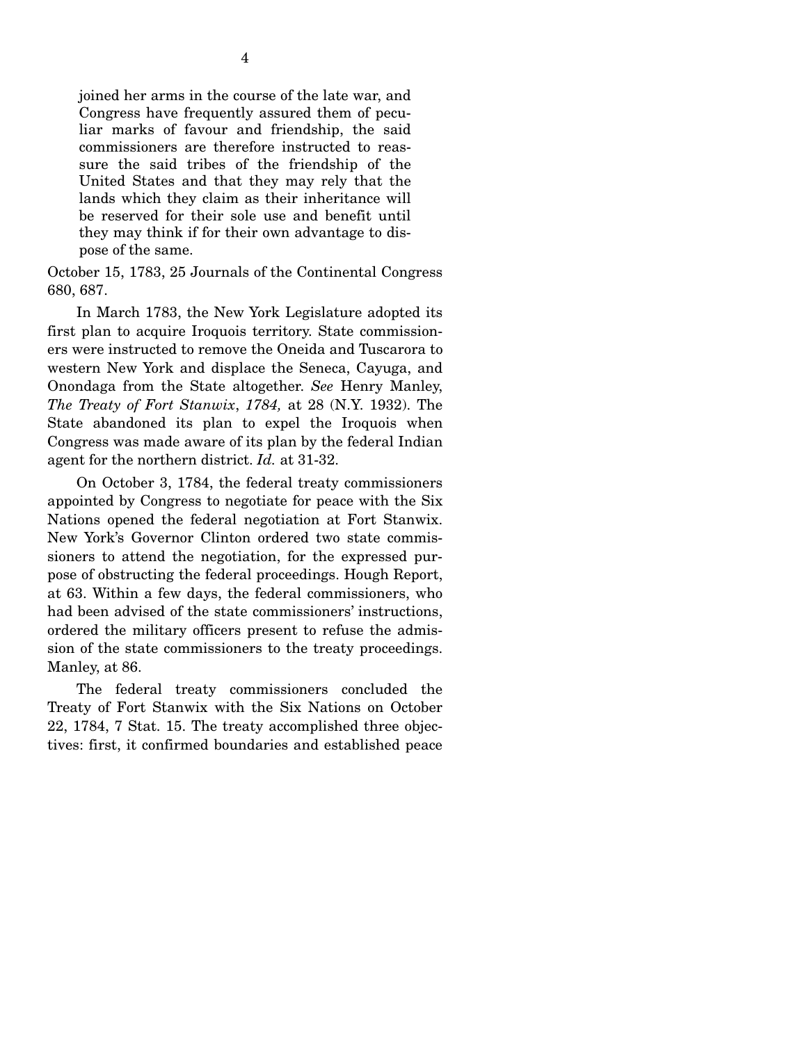> joined her arms in the course of the late war, and Congress have frequently assured them of peculiar marks of favour and friendship, the said commissioners are therefore instructed to reassure the said tribes of the friendship of the United States and that they may rely that the lands which they claim as their inheritance will be reserved for their sole use and benefit until they may think if for their own advantage to dispose of the same.

October 15, 1783, 25 Journals of the Continental Congress 680, 687.

In March 1783, the New York Legislature adopted its first plan to acquire Iroquois territory. State commissioners were instructed to remove the Oneida and Tuscarora to western New York and displace the Seneca, Cayuga, and Onondaga from the State altogether. *See* Henry Manley, *The Treaty of Fort Stanwix, 1784,* at 28 (N.Y. 1932). The State abandoned its plan to expel the Iroquois when Congress was made aware of its plan by the federal Indian agent for the northern district. *Id.* at 31-32.

On October 3, 1784, the federal treaty commissioners appointed by Congress to negotiate for peace with the Six Nations opened the federal negotiation at Fort Stanwix. New York's Governor Clinton ordered two state commissioners to attend the negotiation, for the expressed purpose of obstructing the federal proceedings. Hough Report, at 63. Within a few days, the federal commissioners, who had been advised of the state commissioners' instructions, ordered the military officers present to refuse the admission of the state commissioners to the treaty proceedings. Manley, at 86.

The federal treaty commissioners concluded the Treaty of Fort Stanwix with the Six Nations on October 22, 1784, 7 Stat. 15. The treaty accomplished three objectives: first, it confirmed boundaries and established peace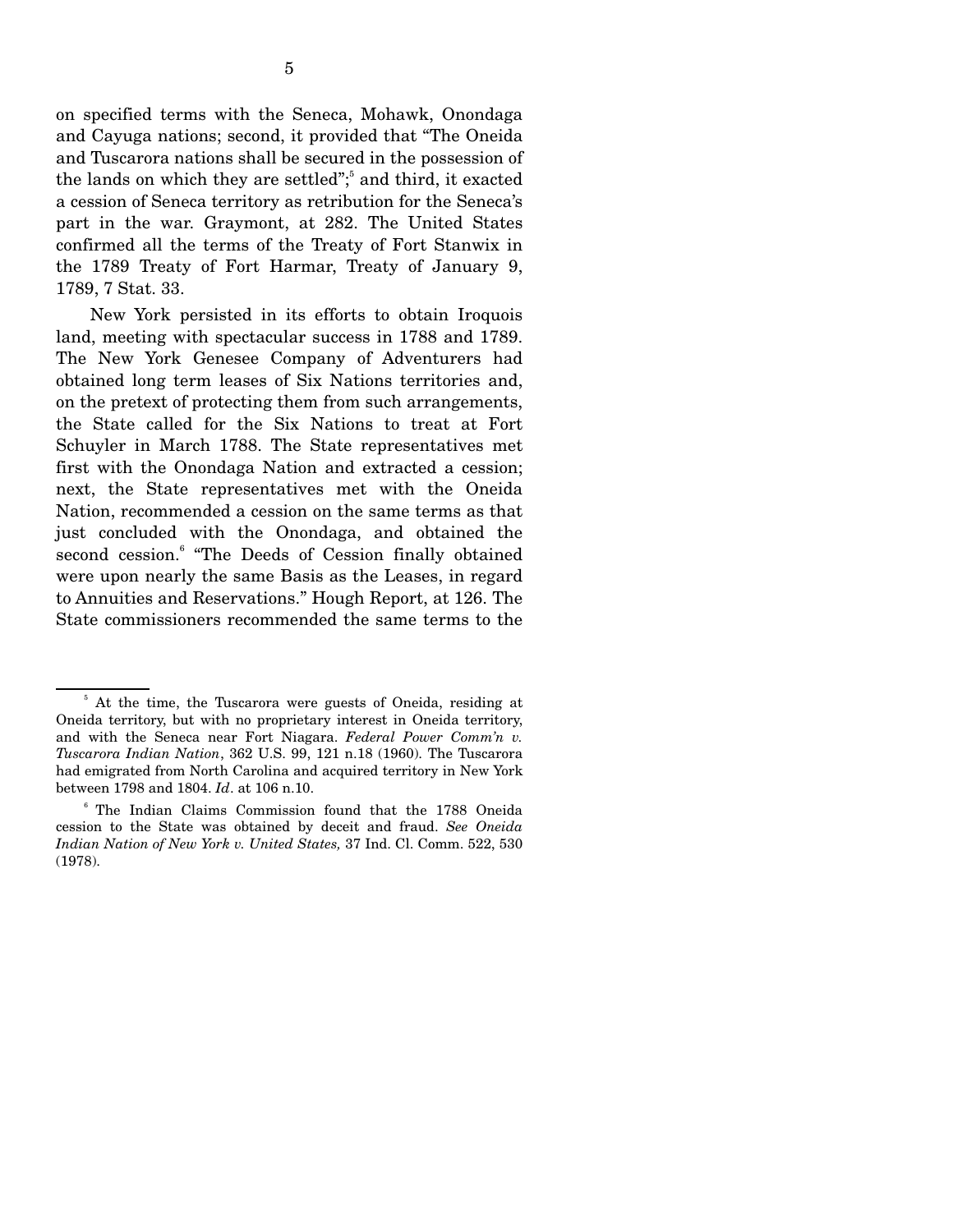on specified terms with the Seneca, Mohawk, Onondaga and Cayuga nations; second, it provided that "The Oneida and Tuscarora nations shall be secured in the possession of the lands on which they are settled";[5] and third, it exacted a cession of Seneca territory as retribution for the Seneca's part in the war. Graymont, at 282. The United States confirmed all the terms of the Treaty of Fort Stanwix in the 1789 Treaty of Fort Harmar, Treaty of January 9, 1789, 7 Stat. 33.

New York persisted in its efforts to obtain Iroquois land, meeting with spectacular success in 1788 and 1789. The New York Genesee Company of Adventurers had obtained long term leases of Six Nations territories and, on the pretext of protecting them from such arrangements, the State called for the Six Nations to treat at Fort Schuyler in March 1788. The State representatives met first with the Onondaga Nation and extracted a cession; next, the State representatives met with the Oneida Nation, recommended a cession on the same terms as that just concluded with the Onondaga, and obtained the second cession.[6] "The Deeds of Cession finally obtained were upon nearly the same Basis as the Leases, in regard to Annuities and Reservations." Hough Report, at 126. The State commissioners recommended the same terms to the

---

[5] At the time, the Tuscarora were guests of Oneida, residing at Oneida territory, but with no proprietary interest in Oneida territory, and with the Seneca near Fort Niagara. *Federal Power Comm'n v. Tuscarora Indian Nation*, 362 U.S. 99, 121 n.18 (1960). The Tuscarora had emigrated from North Carolina and acquired territory in New York between 1798 and 1804. *Id*. at 106 n.10.

[6] The Indian Claims Commission found that the 1788 Oneida cession to the State was obtained by deceit and fraud. *See Oneida Indian Nation of New York v. United States,* 37 Ind. Cl. Comm. 522, 530 (1978).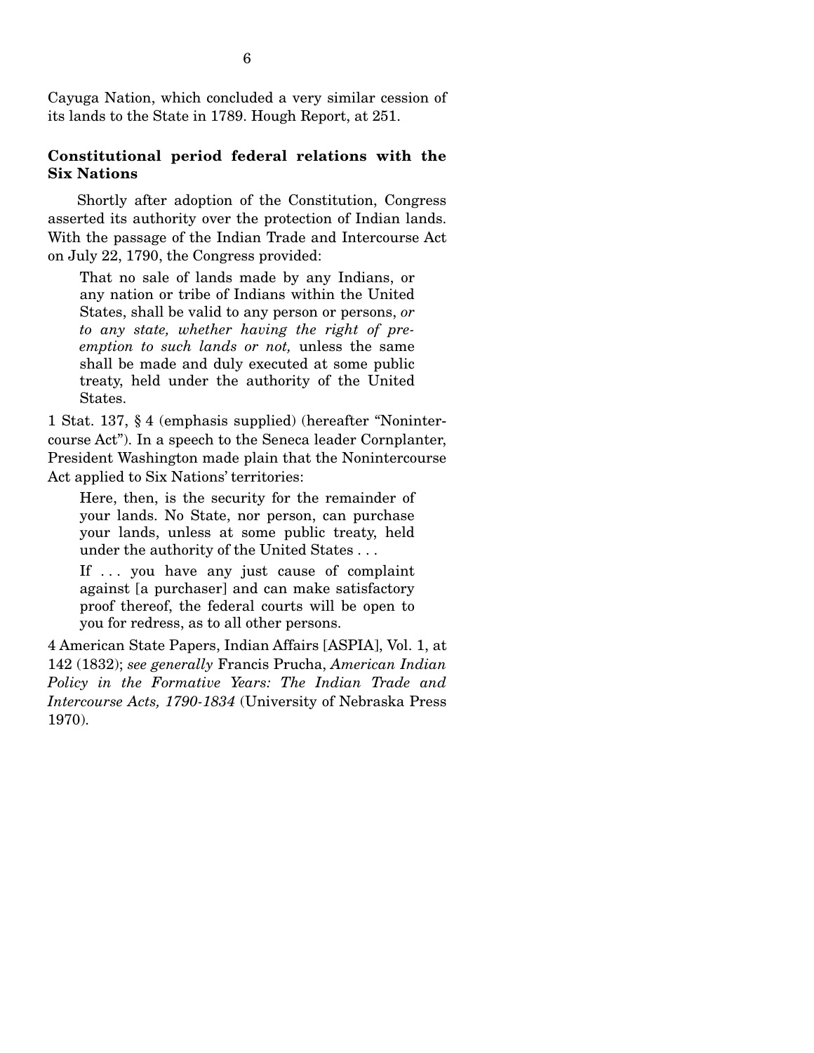Cayuga Nation, which concluded a very similar cession of its lands to the State in 1789. Hough Report, at 251.

**Constitutional period federal relations with the Six Nations**

Shortly after adoption of the Constitution, Congress asserted its authority over the protection of Indian lands. With the passage of the Indian Trade and Intercourse Act on July 22, 1790, the Congress provided:

> That no sale of lands made by any Indians, or any nation or tribe of Indians within the United States, shall be valid to any person or persons, *or to any state, whether having the right of preemption to such lands or not,* unless the same shall be made and duly executed at some public treaty, held under the authority of the United States.

1 Stat. 137, § 4 (emphasis supplied) (hereafter "Nonintercourse Act"). In a speech to the Seneca leader Cornplanter, President Washington made plain that the Nonintercourse Act applied to Six Nations' territories:

> Here, then, is the security for the remainder of your lands. No State, nor person, can purchase your lands, unless at some public treaty, held under the authority of the United States . . .
>
> If . . . you have any just cause of complaint against [a purchaser] and can make satisfactory proof thereof, the federal courts will be open to you for redress, as to all other persons.

4 American State Papers, Indian Affairs [ASPIA], Vol. 1, at 142 (1832); *see generally* Francis Prucha, *American Indian Policy in the Formative Years: The Indian Trade and Intercourse Acts, 1790-1834* (University of Nebraska Press 1970).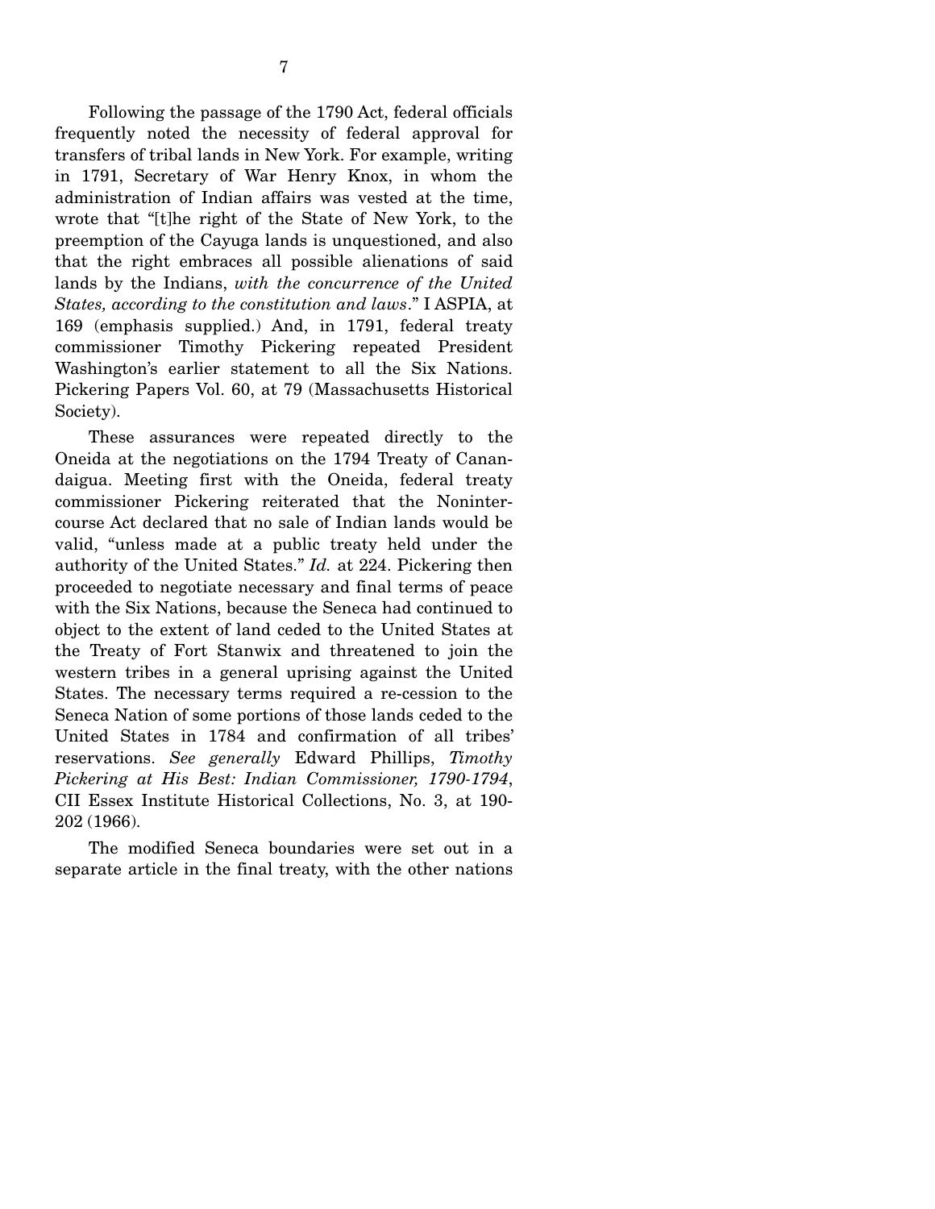Following the passage of the 1790 Act, federal officials frequently noted the necessity of federal approval for transfers of tribal lands in New York. For example, writing in 1791, Secretary of War Henry Knox, in whom the administration of Indian affairs was vested at the time, wrote that "[t]he right of the State of New York, to the preemption of the Cayuga lands is unquestioned, and also that the right embraces all possible alienations of said lands by the Indians, *with the concurrence of the United States, according to the constitution and laws*." I ASPIA, at 169 (emphasis supplied.) And, in 1791, federal treaty commissioner Timothy Pickering repeated President Washington's earlier statement to all the Six Nations. Pickering Papers Vol. 60, at 79 (Massachusetts Historical Society).

These assurances were repeated directly to the Oneida at the negotiations on the 1794 Treaty of Canandaigua. Meeting first with the Oneida, federal treaty commissioner Pickering reiterated that the Nonintercourse Act declared that no sale of Indian lands would be valid, "unless made at a public treaty held under the authority of the United States." *Id.* at 224. Pickering then proceeded to negotiate necessary and final terms of peace with the Six Nations, because the Seneca had continued to object to the extent of land ceded to the United States at the Treaty of Fort Stanwix and threatened to join the western tribes in a general uprising against the United States. The necessary terms required a re-cession to the Seneca Nation of some portions of those lands ceded to the United States in 1784 and confirmation of all tribes' reservations. *See generally* Edward Phillips, *Timothy Pickering at His Best: Indian Commissioner, 1790-1794*, CII Essex Institute Historical Collections, No. 3, at 190-202 (1966).

The modified Seneca boundaries were set out in a separate article in the final treaty, with the other nations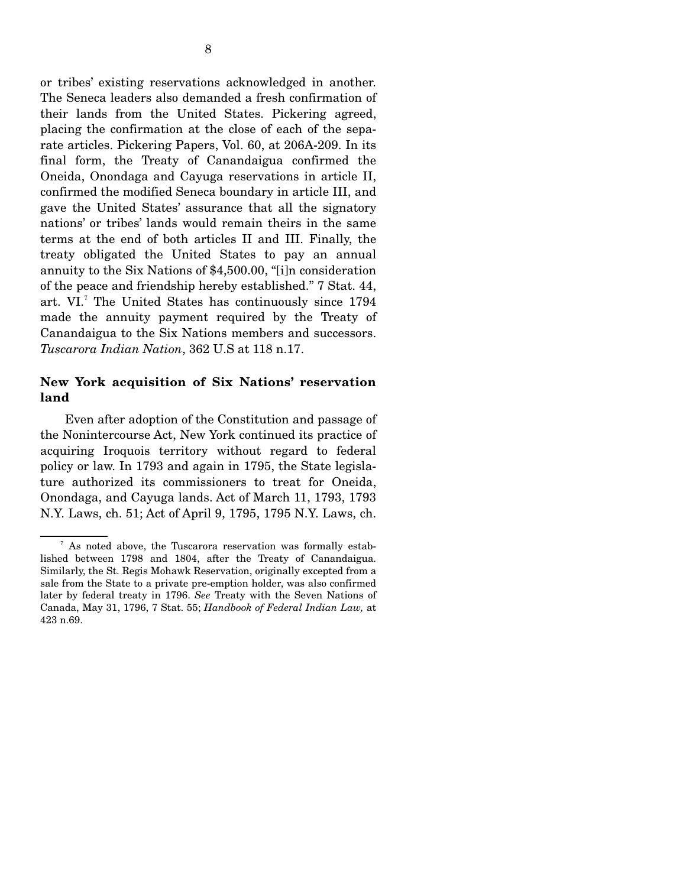or tribes' existing reservations acknowledged in another. The Seneca leaders also demanded a fresh confirmation of their lands from the United States. Pickering agreed, placing the confirmation at the close of each of the separate articles. Pickering Papers, Vol. 60, at 206A-209. In its final form, the Treaty of Canandaigua confirmed the Oneida, Onondaga and Cayuga reservations in article II, confirmed the modified Seneca boundary in article III, and gave the United States' assurance that all the signatory nations' or tribes' lands would remain theirs in the same terms at the end of both articles II and III. Finally, the treaty obligated the United States to pay an annual annuity to the Six Nations of $4,500.00, "[i]n consideration of the peace and friendship hereby established." 7 Stat. 44, art. VI.[7] The United States has continuously since 1794 made the annuity payment required by the Treaty of Canandaigua to the Six Nations members and successors. *Tuscarora Indian Nation*, 362 U.S at 118 n.17.

**New York acquisition of Six Nations' reservation land**

Even after adoption of the Constitution and passage of the Nonintercourse Act, New York continued its practice of acquiring Iroquois territory without regard to federal policy or law. In 1793 and again in 1795, the State legislature authorized its commissioners to treat for Oneida, Onondaga, and Cayuga lands. Act of March 11, 1793, 1793 N.Y. Laws, ch. 51; Act of April 9, 1795, 1795 N.Y. Laws, ch.

[7] As noted above, the Tuscarora reservation was formally established between 1798 and 1804, after the Treaty of Canandaigua. Similarly, the St. Regis Mohawk Reservation, originally excepted from a sale from the State to a private pre-emption holder, was also confirmed later by federal treaty in 1796. *See* Treaty with the Seven Nations of Canada, May 31, 1796, 7 Stat. 55; *Handbook of Federal Indian Law,* at 423 n.69.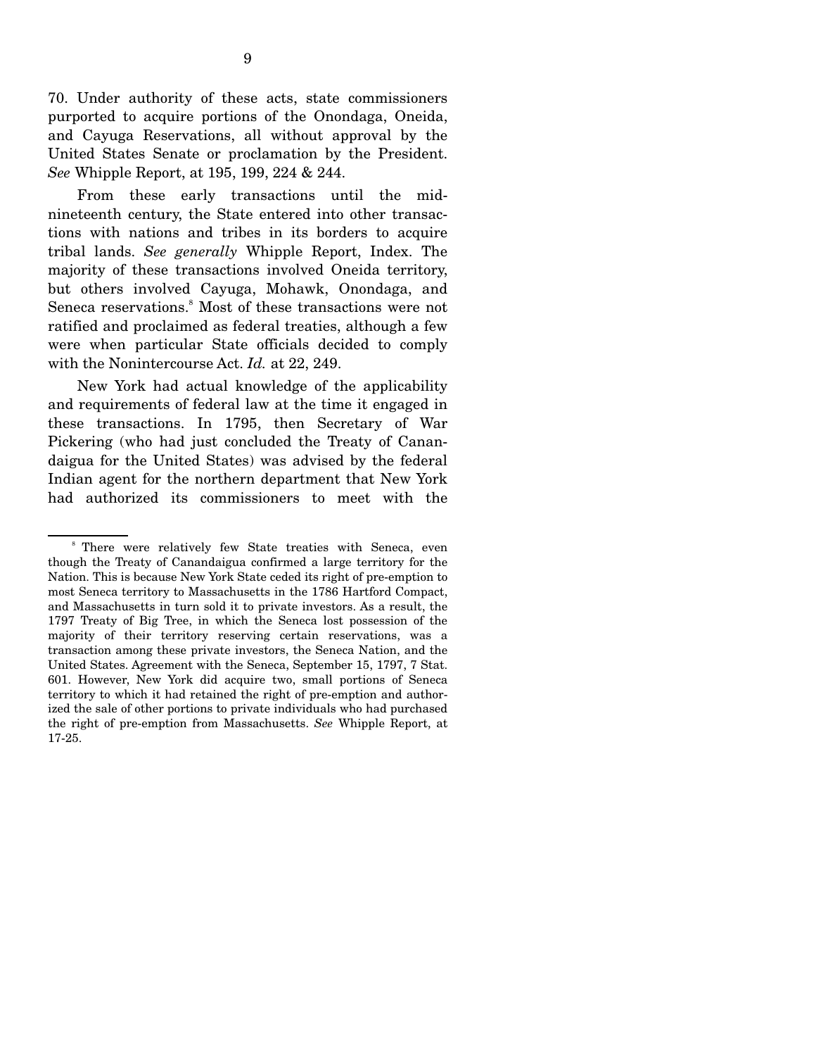70. Under authority of these acts, state commissioners purported to acquire portions of the Onondaga, Oneida, and Cayuga Reservations, all without approval by the United States Senate or proclamation by the President. *See* Whipple Report, at 195, 199, 224 & 244.

From these early transactions until the mid-nineteenth century, the State entered into other transactions with nations and tribes in its borders to acquire tribal lands. *See generally* Whipple Report, Index. The majority of these transactions involved Oneida territory, but others involved Cayuga, Mohawk, Onondaga, and Seneca reservations.[8] Most of these transactions were not ratified and proclaimed as federal treaties, although a few were when particular State officials decided to comply with the Nonintercourse Act. *Id.* at 22, 249.

New York had actual knowledge of the applicability and requirements of federal law at the time it engaged in these transactions. In 1795, then Secretary of War Pickering (who had just concluded the Treaty of Canandaigua for the United States) was advised by the federal Indian agent for the northern department that New York had authorized its commissioners to meet with the

---

[8] There were relatively few State treaties with Seneca, even though the Treaty of Canandaigua confirmed a large territory for the Nation. This is because New York State ceded its right of pre-emption to most Seneca territory to Massachusetts in the 1786 Hartford Compact, and Massachusetts in turn sold it to private investors. As a result, the 1797 Treaty of Big Tree, in which the Seneca lost possession of the majority of their territory reserving certain reservations, was a transaction among these private investors, the Seneca Nation, and the United States. Agreement with the Seneca, September 15, 1797, 7 Stat. 601. However, New York did acquire two, small portions of Seneca territory to which it had retained the right of pre-emption and authorized the sale of other portions to private individuals who had purchased the right of pre-emption from Massachusetts. *See* Whipple Report, at 17-25.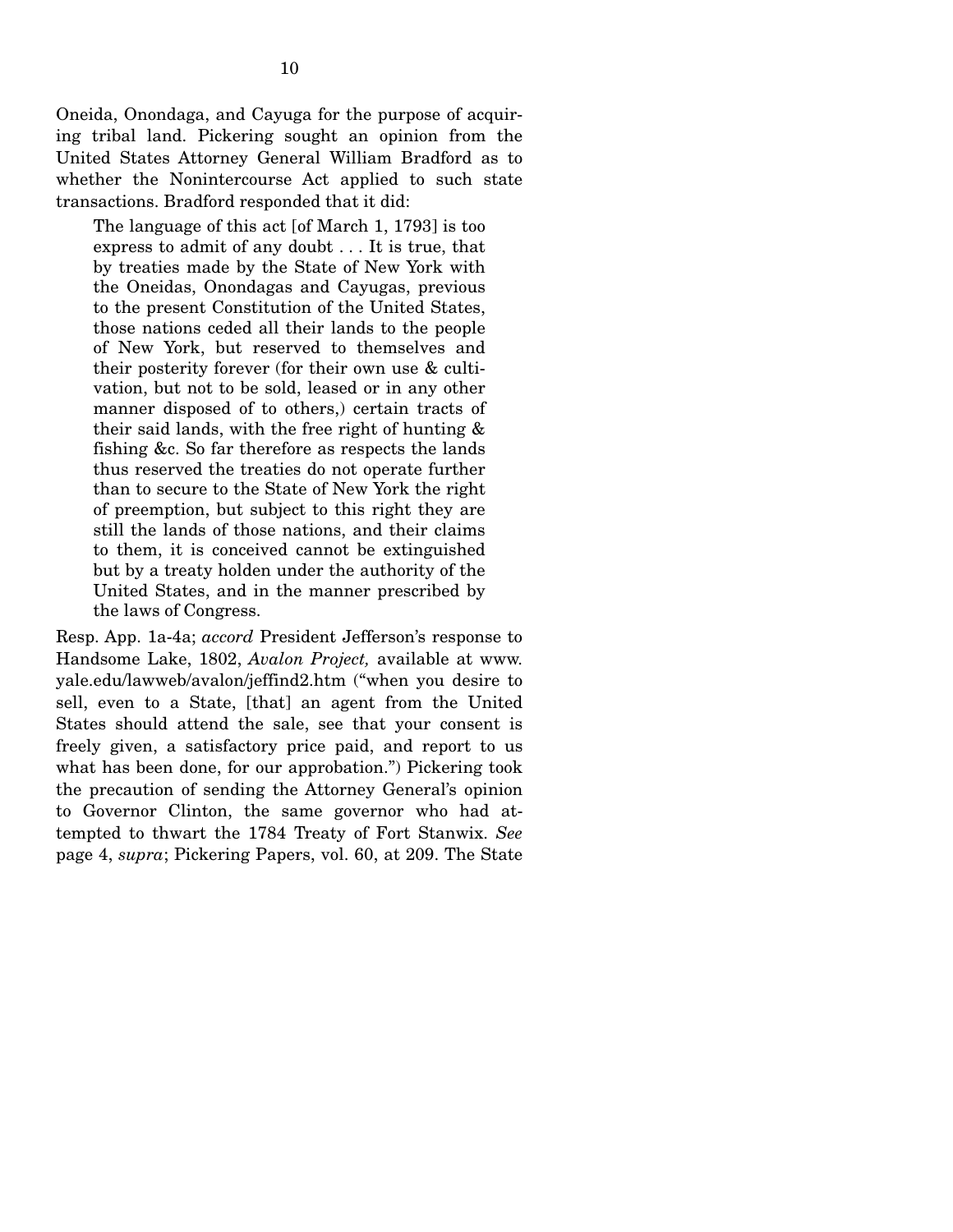Oneida, Onondaga, and Cayuga for the purpose of acquiring tribal land. Pickering sought an opinion from the United States Attorney General William Bradford as to whether the Nonintercourse Act applied to such state transactions. Bradford responded that it did:

> The language of this act [of March 1, 1793] is too express to admit of any doubt . . . It is true, that by treaties made by the State of New York with the Oneidas, Onondagas and Cayugas, previous to the present Constitution of the United States, those nations ceded all their lands to the people of New York, but reserved to themselves and their posterity forever (for their own use & cultivation, but not to be sold, leased or in any other manner disposed of to others,) certain tracts of their said lands, with the free right of hunting & fishing &c. So far therefore as respects the lands thus reserved the treaties do not operate further than to secure to the State of New York the right of preemption, but subject to this right they are still the lands of those nations, and their claims to them, it is conceived cannot be extinguished but by a treaty holden under the authority of the United States, and in the manner prescribed by the laws of Congress.

Resp. App. 1a-4a; *accord* President Jefferson's response to Handsome Lake, 1802, *Avalon Project,* available at www.yale.edu/lawweb/avalon/jeffind2.htm ("when you desire to sell, even to a State, [that] an agent from the United States should attend the sale, see that your consent is freely given, a satisfactory price paid, and report to us what has been done, for our approbation.") Pickering took the precaution of sending the Attorney General's opinion to Governor Clinton, the same governor who had attempted to thwart the 1784 Treaty of Fort Stanwix. *See* page 4, *supra*; Pickering Papers, vol. 60, at 209. The State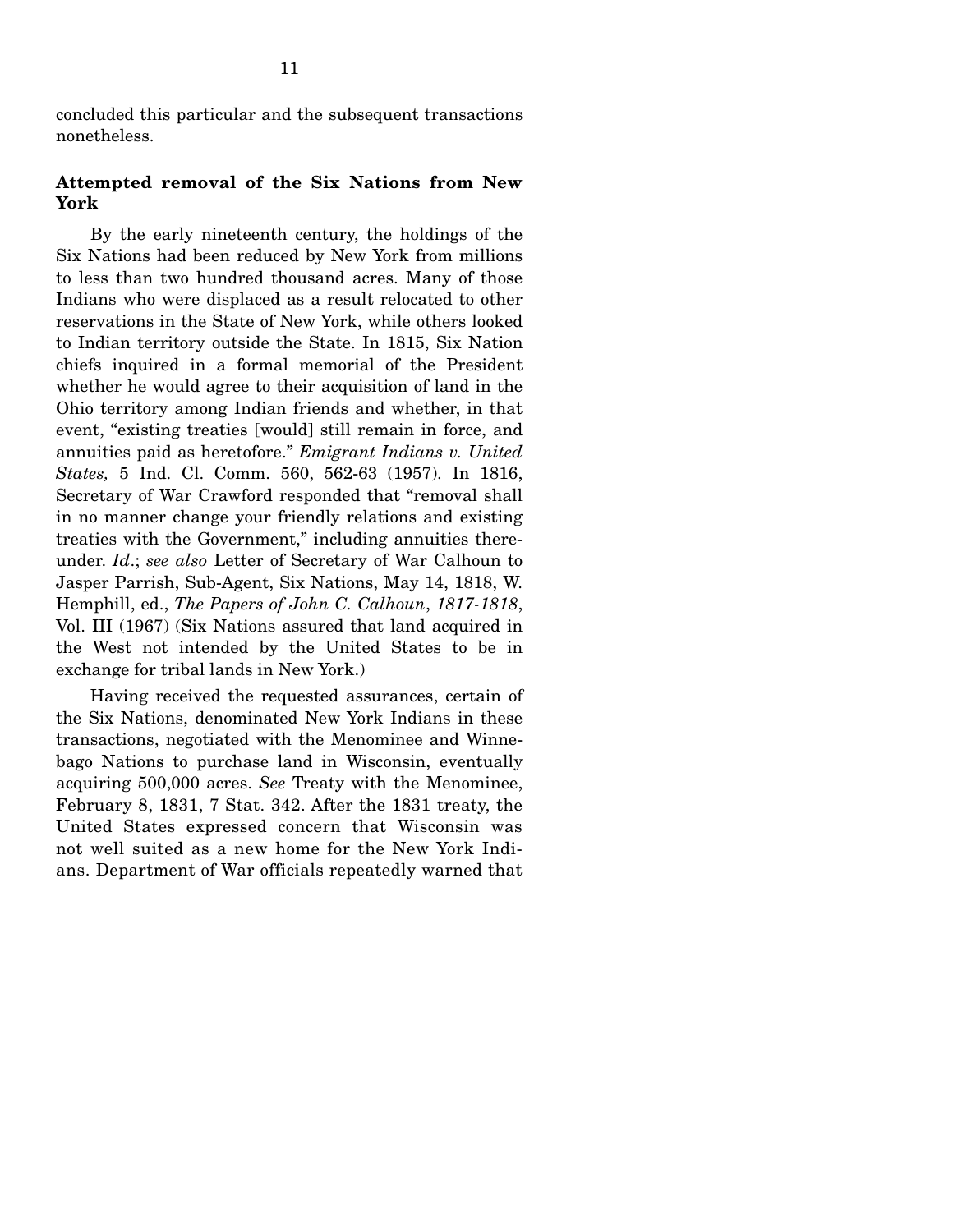concluded this particular and the subsequent transactions nonetheless.

**Attempted removal of the Six Nations from New York**

By the early nineteenth century, the holdings of the Six Nations had been reduced by New York from millions to less than two hundred thousand acres. Many of those Indians who were displaced as a result relocated to other reservations in the State of New York, while others looked to Indian territory outside the State. In 1815, Six Nation chiefs inquired in a formal memorial of the President whether he would agree to their acquisition of land in the Ohio territory among Indian friends and whether, in that event, "existing treaties [would] still remain in force, and annuities paid as heretofore." *Emigrant Indians v. United States,* 5 Ind. Cl. Comm. 560, 562-63 (1957). In 1816, Secretary of War Crawford responded that "removal shall in no manner change your friendly relations and existing treaties with the Government," including annuities thereunder. *Id*.; *see also* Letter of Secretary of War Calhoun to Jasper Parrish, Sub-Agent, Six Nations, May 14, 1818, W. Hemphill, ed., *The Papers of John C. Calhoun*, *1817-1818*, Vol. III (1967) (Six Nations assured that land acquired in the West not intended by the United States to be in exchange for tribal lands in New York.)

Having received the requested assurances, certain of the Six Nations, denominated New York Indians in these transactions, negotiated with the Menominee and Winnebago Nations to purchase land in Wisconsin, eventually acquiring 500,000 acres. *See* Treaty with the Menominee, February 8, 1831, 7 Stat. 342. After the 1831 treaty, the United States expressed concern that Wisconsin was not well suited as a new home for the New York Indians. Department of War officials repeatedly warned that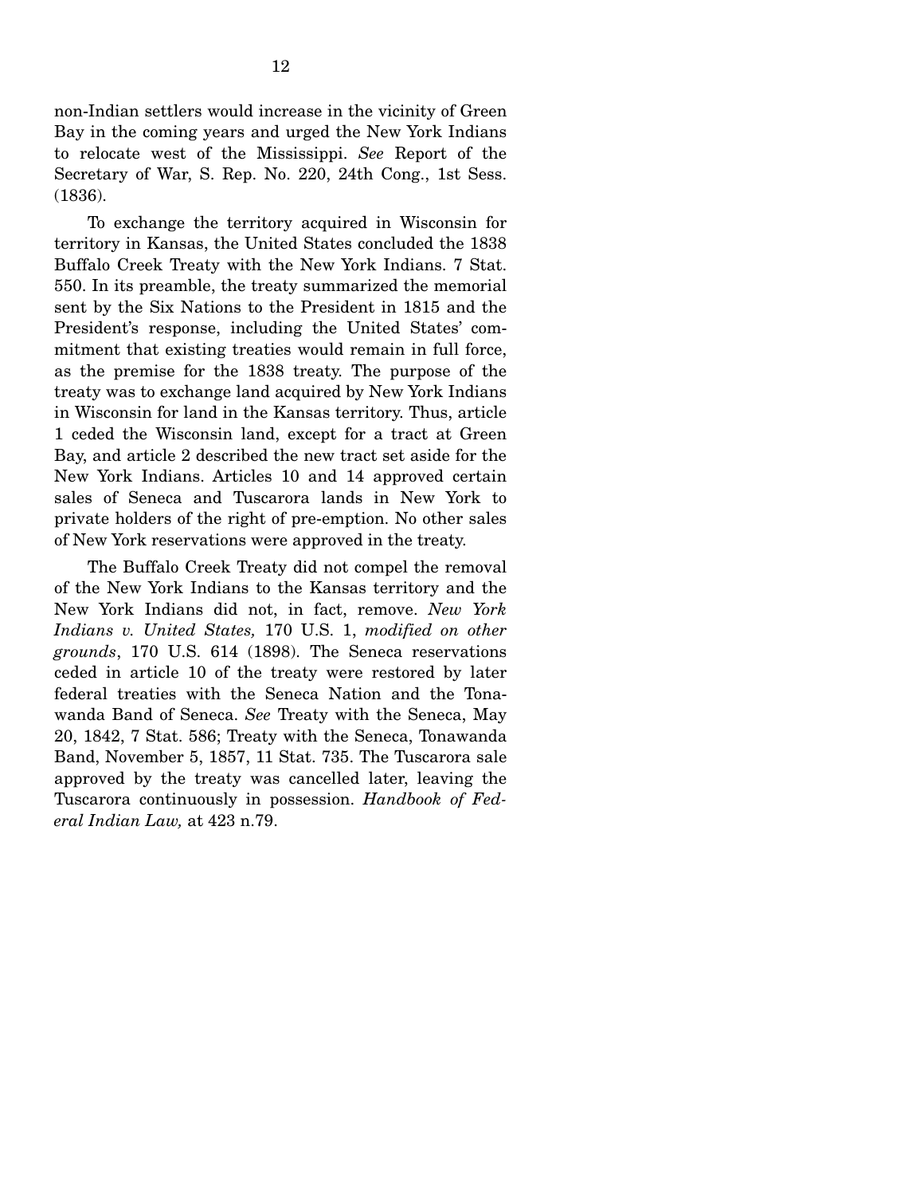non-Indian settlers would increase in the vicinity of Green Bay in the coming years and urged the New York Indians to relocate west of the Mississippi. *See* Report of the Secretary of War, S. Rep. No. 220, 24th Cong., 1st Sess. (1836).

To exchange the territory acquired in Wisconsin for territory in Kansas, the United States concluded the 1838 Buffalo Creek Treaty with the New York Indians. 7 Stat. 550. In its preamble, the treaty summarized the memorial sent by the Six Nations to the President in 1815 and the President's response, including the United States' commitment that existing treaties would remain in full force, as the premise for the 1838 treaty. The purpose of the treaty was to exchange land acquired by New York Indians in Wisconsin for land in the Kansas territory. Thus, article 1 ceded the Wisconsin land, except for a tract at Green Bay, and article 2 described the new tract set aside for the New York Indians. Articles 10 and 14 approved certain sales of Seneca and Tuscarora lands in New York to private holders of the right of pre-emption. No other sales of New York reservations were approved in the treaty.

The Buffalo Creek Treaty did not compel the removal of the New York Indians to the Kansas territory and the New York Indians did not, in fact, remove. *New York Indians v. United States,* 170 U.S. 1, *modified on other grounds*, 170 U.S. 614 (1898). The Seneca reservations ceded in article 10 of the treaty were restored by later federal treaties with the Seneca Nation and the Tonawanda Band of Seneca. *See* Treaty with the Seneca, May 20, 1842, 7 Stat. 586; Treaty with the Seneca, Tonawanda Band, November 5, 1857, 11 Stat. 735. The Tuscarora sale approved by the treaty was cancelled later, leaving the Tuscarora continuously in possession. *Handbook of Federal Indian Law,* at 423 n.79.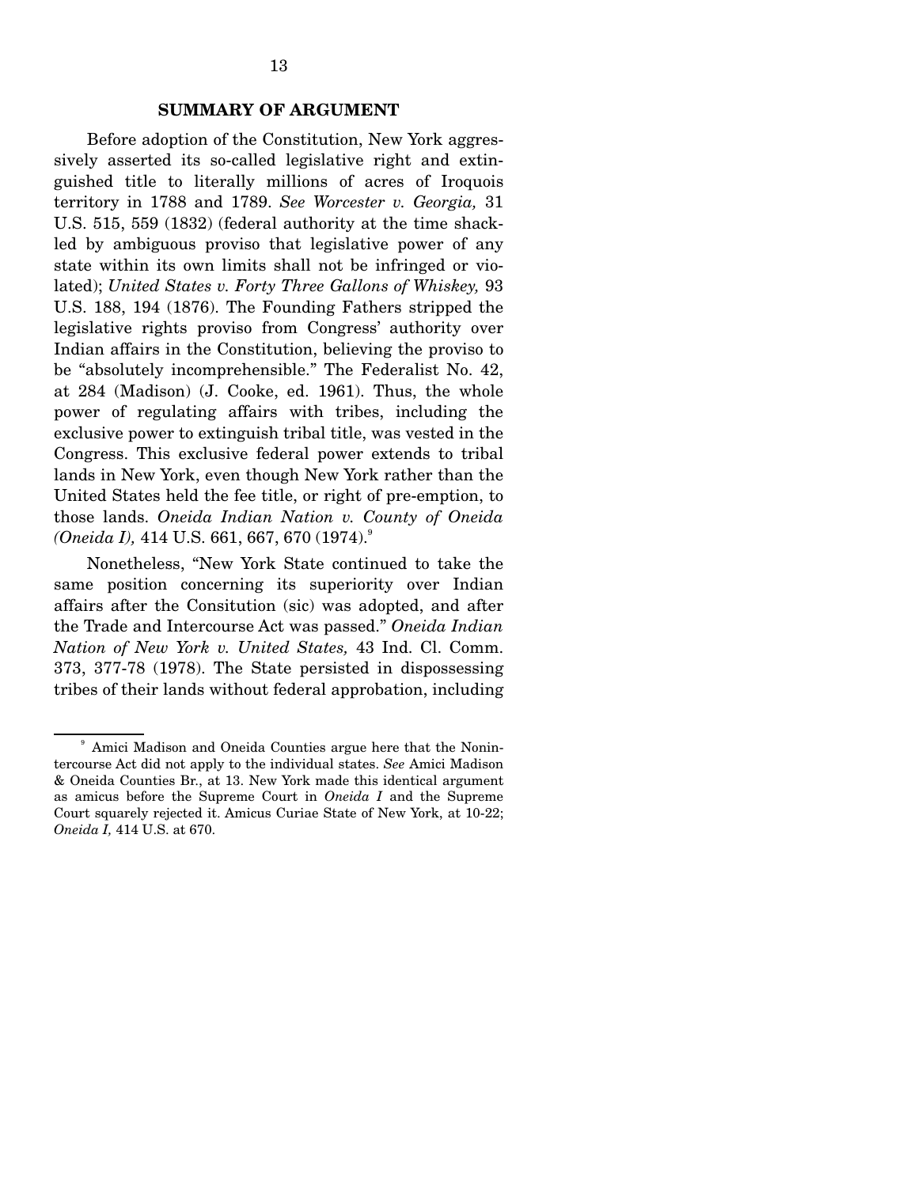## SUMMARY OF ARGUMENT

Before adoption of the Constitution, New York aggressively asserted its so-called legislative right and extinguished title to literally millions of acres of Iroquois territory in 1788 and 1789. *See Worcester v. Georgia,* 31 U.S. 515, 559 (1832) (federal authority at the time shackled by ambiguous proviso that legislative power of any state within its own limits shall not be infringed or violated); *United States v. Forty Three Gallons of Whiskey,* 93 U.S. 188, 194 (1876). The Founding Fathers stripped the legislative rights proviso from Congress' authority over Indian affairs in the Constitution, believing the proviso to be "absolutely incomprehensible." The Federalist No. 42, at 284 (Madison) (J. Cooke, ed. 1961). Thus, the whole power of regulating affairs with tribes, including the exclusive power to extinguish tribal title, was vested in the Congress. This exclusive federal power extends to tribal lands in New York, even though New York rather than the United States held the fee title, or right of pre-emption, to those lands. *Oneida Indian Nation v. County of Oneida (Oneida I),* 414 U.S. 661, 667, 670 (1974).[9]

Nonetheless, "New York State continued to take the same position concerning its superiority over Indian affairs after the Consitution (sic) was adopted, and after the Trade and Intercourse Act was passed." *Oneida Indian Nation of New York v. United States,* 43 Ind. Cl. Comm. 373, 377-78 (1978). The State persisted in dispossessing tribes of their lands without federal approbation, including

[9] Amici Madison and Oneida Counties argue here that the Nonintercourse Act did not apply to the individual states. *See* Amici Madison & Oneida Counties Br., at 13. New York made this identical argument as amicus before the Supreme Court in *Oneida I* and the Supreme Court squarely rejected it. Amicus Curiae State of New York, at 10-22; *Oneida I,* 414 U.S. at 670.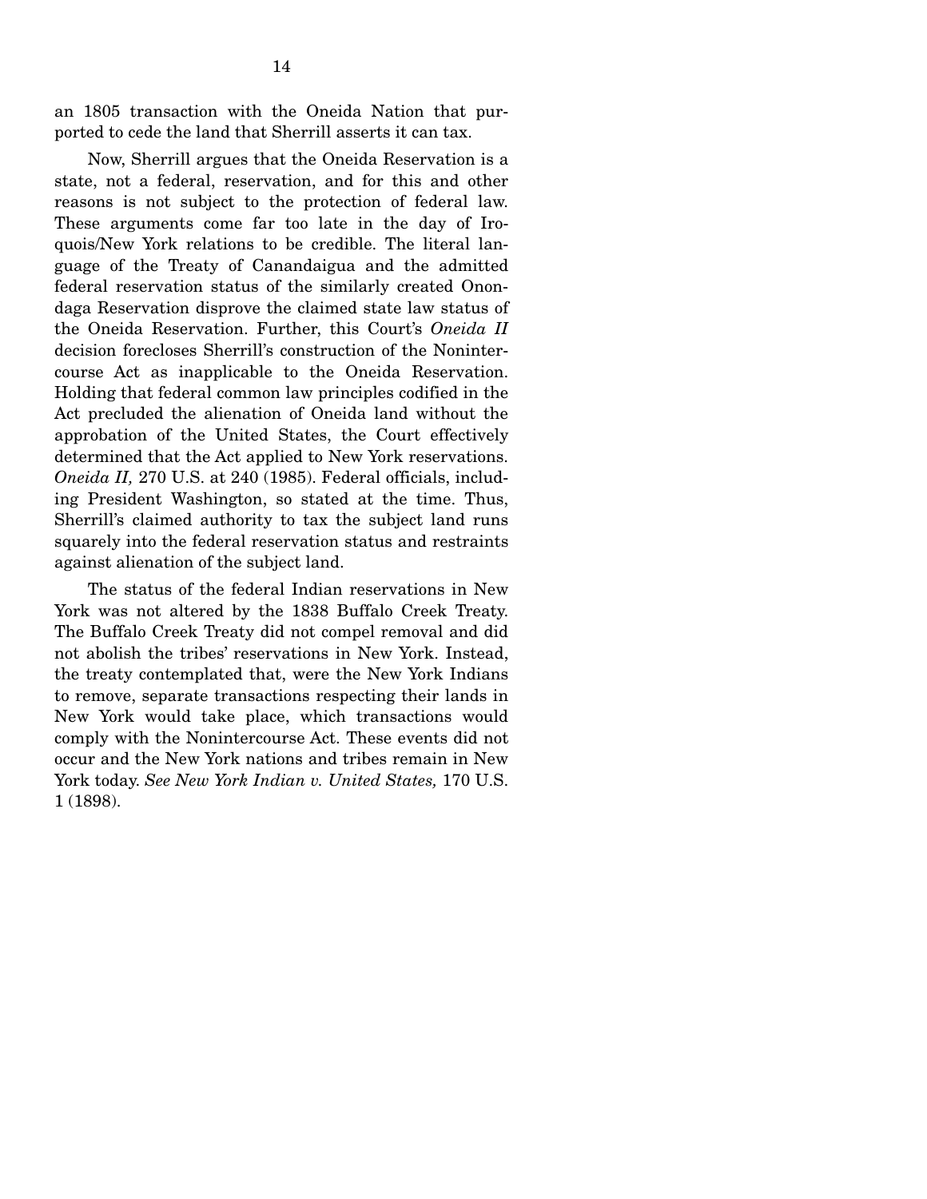an 1805 transaction with the Oneida Nation that purported to cede the land that Sherrill asserts it can tax.

Now, Sherrill argues that the Oneida Reservation is a state, not a federal, reservation, and for this and other reasons is not subject to the protection of federal law. These arguments come far too late in the day of Iroquois/New York relations to be credible. The literal language of the Treaty of Canandaigua and the admitted federal reservation status of the similarly created Onondaga Reservation disprove the claimed state law status of the Oneida Reservation. Further, this Court's *Oneida II* decision forecloses Sherrill's construction of the Nonintercourse Act as inapplicable to the Oneida Reservation. Holding that federal common law principles codified in the Act precluded the alienation of Oneida land without the approbation of the United States, the Court effectively determined that the Act applied to New York reservations. *Oneida II,* 270 U.S. at 240 (1985). Federal officials, including President Washington, so stated at the time. Thus, Sherrill's claimed authority to tax the subject land runs squarely into the federal reservation status and restraints against alienation of the subject land.

The status of the federal Indian reservations in New York was not altered by the 1838 Buffalo Creek Treaty. The Buffalo Creek Treaty did not compel removal and did not abolish the tribes' reservations in New York. Instead, the treaty contemplated that, were the New York Indians to remove, separate transactions respecting their lands in New York would take place, which transactions would comply with the Nonintercourse Act. These events did not occur and the New York nations and tribes remain in New York today. *See New York Indian v. United States,* 170 U.S. 1 (1898).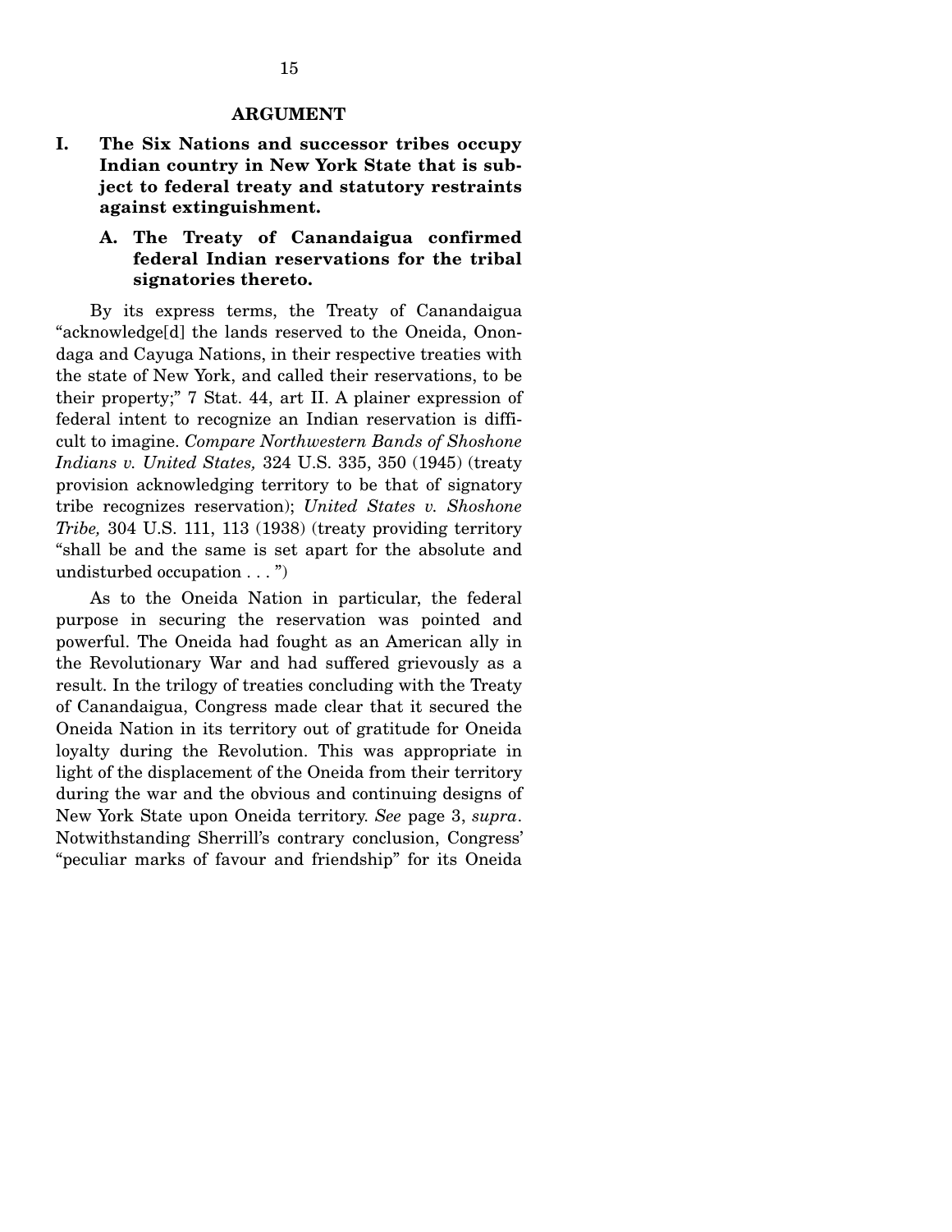## ARGUMENT

**I. The Six Nations and successor tribes occupy Indian country in New York State that is subject to federal treaty and statutory restraints against extinguishment.**

**A. The Treaty of Canandaigua confirmed federal Indian reservations for the tribal signatories thereto.**

By its express terms, the Treaty of Canandaigua "acknowledge[d] the lands reserved to the Oneida, Onondaga and Cayuga Nations, in their respective treaties with the state of New York, and called their reservations, to be their property;" 7 Stat. 44, art II. A plainer expression of federal intent to recognize an Indian reservation is difficult to imagine. *Compare Northwestern Bands of Shoshone Indians v. United States,* 324 U.S. 335, 350 (1945) (treaty provision acknowledging territory to be that of signatory tribe recognizes reservation); *United States v. Shoshone Tribe,* 304 U.S. 111, 113 (1938) (treaty providing territory "shall be and the same is set apart for the absolute and undisturbed occupation . . . ")

As to the Oneida Nation in particular, the federal purpose in securing the reservation was pointed and powerful. The Oneida had fought as an American ally in the Revolutionary War and had suffered grievously as a result. In the trilogy of treaties concluding with the Treaty of Canandaigua, Congress made clear that it secured the Oneida Nation in its territory out of gratitude for Oneida loyalty during the Revolution. This was appropriate in light of the displacement of the Oneida from their territory during the war and the obvious and continuing designs of New York State upon Oneida territory. *See* page 3, *supra*. Notwithstanding Sherrill's contrary conclusion, Congress' "peculiar marks of favour and friendship" for its Oneida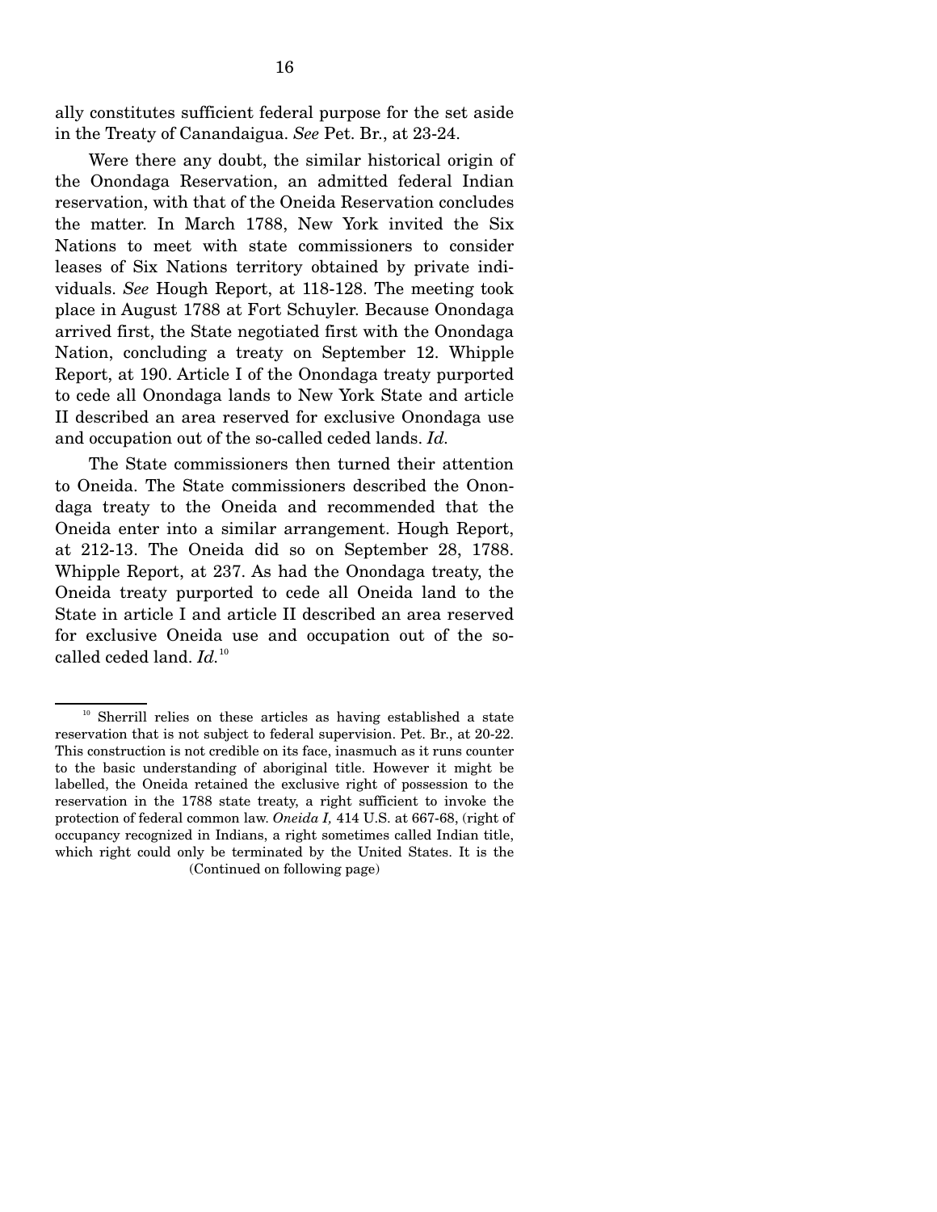ally constitutes sufficient federal purpose for the set aside in the Treaty of Canandaigua. *See* Pet. Br., at 23-24.

Were there any doubt, the similar historical origin of the Onondaga Reservation, an admitted federal Indian reservation, with that of the Oneida Reservation concludes the matter. In March 1788, New York invited the Six Nations to meet with state commissioners to consider leases of Six Nations territory obtained by private individuals. *See* Hough Report, at 118-128. The meeting took place in August 1788 at Fort Schuyler. Because Onondaga arrived first, the State negotiated first with the Onondaga Nation, concluding a treaty on September 12. Whipple Report, at 190. Article I of the Onondaga treaty purported to cede all Onondaga lands to New York State and article II described an area reserved for exclusive Onondaga use and occupation out of the so-called ceded lands. *Id.*

The State commissioners then turned their attention to Oneida. The State commissioners described the Onondaga treaty to the Oneida and recommended that the Oneida enter into a similar arrangement. Hough Report, at 212-13. The Oneida did so on September 28, 1788. Whipple Report, at 237. As had the Onondaga treaty, the Oneida treaty purported to cede all Oneida land to the State in article I and article II described an area reserved for exclusive Oneida use and occupation out of the so-called ceded land. *Id.*[10]

---

[10] Sherrill relies on these articles as having established a state reservation that is not subject to federal supervision. Pet. Br., at 20-22. This construction is not credible on its face, inasmuch as it runs counter to the basic understanding of aboriginal title. However it might be labelled, the Oneida retained the exclusive right of possession to the reservation in the 1788 state treaty, a right sufficient to invoke the protection of federal common law. *Oneida I,* 414 U.S. at 667-68, (right of occupancy recognized in Indians, a right sometimes called Indian title, which right could only be terminated by the United States. It is the

(Continued on following page)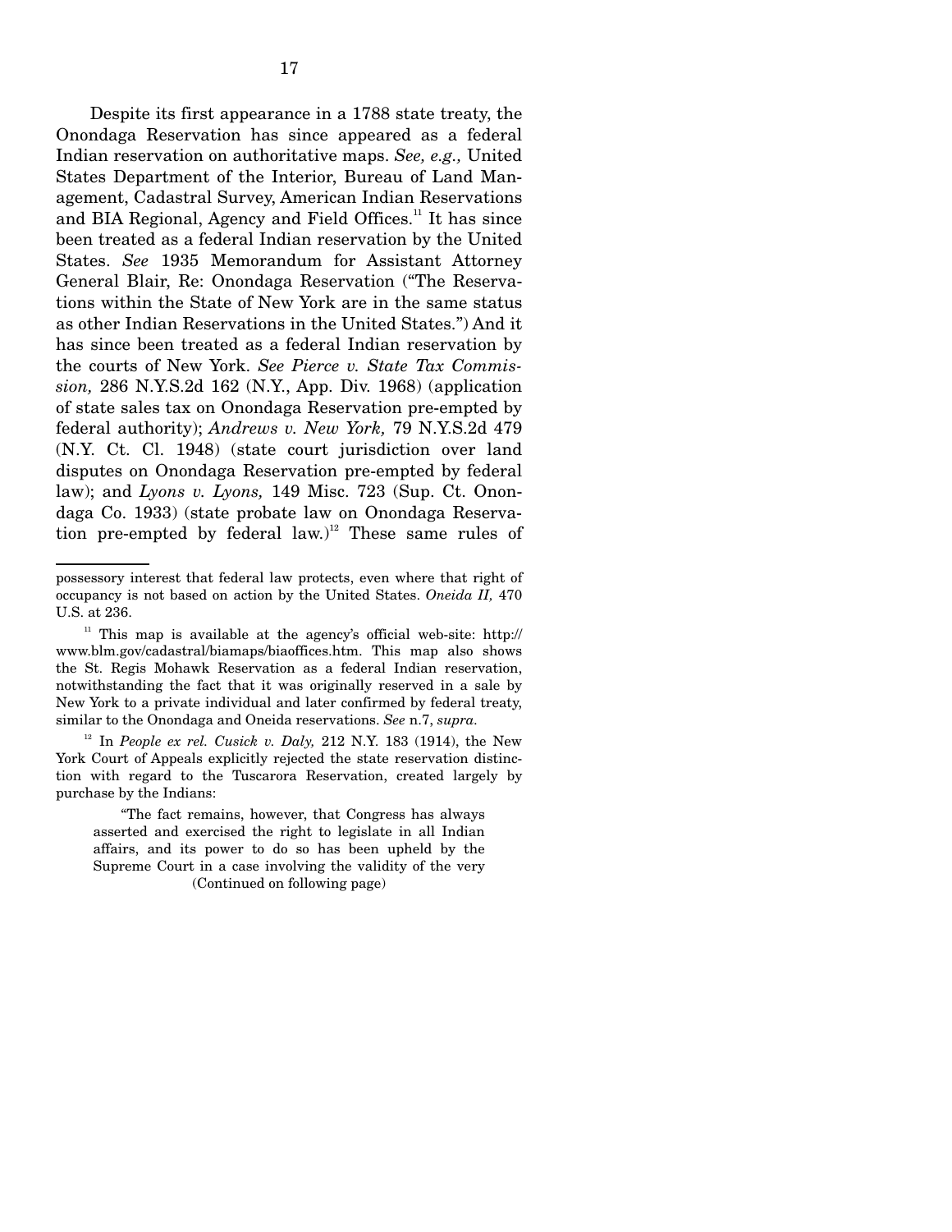Despite its first appearance in a 1788 state treaty, the Onondaga Reservation has since appeared as a federal Indian reservation on authoritative maps. *See, e.g.,* United States Department of the Interior, Bureau of Land Management, Cadastral Survey, American Indian Reservations and BIA Regional, Agency and Field Offices.[11] It has since been treated as a federal Indian reservation by the United States. *See* 1935 Memorandum for Assistant Attorney General Blair, Re: Onondaga Reservation ("The Reservations within the State of New York are in the same status as other Indian Reservations in the United States.") And it has since been treated as a federal Indian reservation by the courts of New York. *See Pierce v. State Tax Commission,* 286 N.Y.S.2d 162 (N.Y., App. Div. 1968) (application of state sales tax on Onondaga Reservation pre-empted by federal authority); *Andrews v. New York,* 79 N.Y.S.2d 479 (N.Y. Ct. Cl. 1948) (state court jurisdiction over land disputes on Onondaga Reservation pre-empted by federal law); and *Lyons v. Lyons,* 149 Misc. 723 (Sup. Ct. Onondaga Co. 1933) (state probate law on Onondaga Reservation pre-empted by federal law.)[12] These same rules of

---

possessory interest that federal law protects, even where that right of occupancy is not based on action by the United States. *Oneida II,* 470 U.S. at 236.

[11] This map is available at the agency's official web-site: http://www.blm.gov/cadastral/biamaps/biaoffices.htm. This map also shows the St. Regis Mohawk Reservation as a federal Indian reservation, notwithstanding the fact that it was originally reserved in a sale by New York to a private individual and later confirmed by federal treaty, similar to the Onondaga and Oneida reservations. *See* n.7, *supra.*

[12] In *People ex rel. Cusick v. Daly,* 212 N.Y. 183 (1914), the New York Court of Appeals explicitly rejected the state reservation distinction with regard to the Tuscarora Reservation, created largely by purchase by the Indians:

> "The fact remains, however, that Congress has always asserted and exercised the right to legislate in all Indian affairs, and its power to do so has been upheld by the Supreme Court in a case involving the validity of the very

(Continued on following page)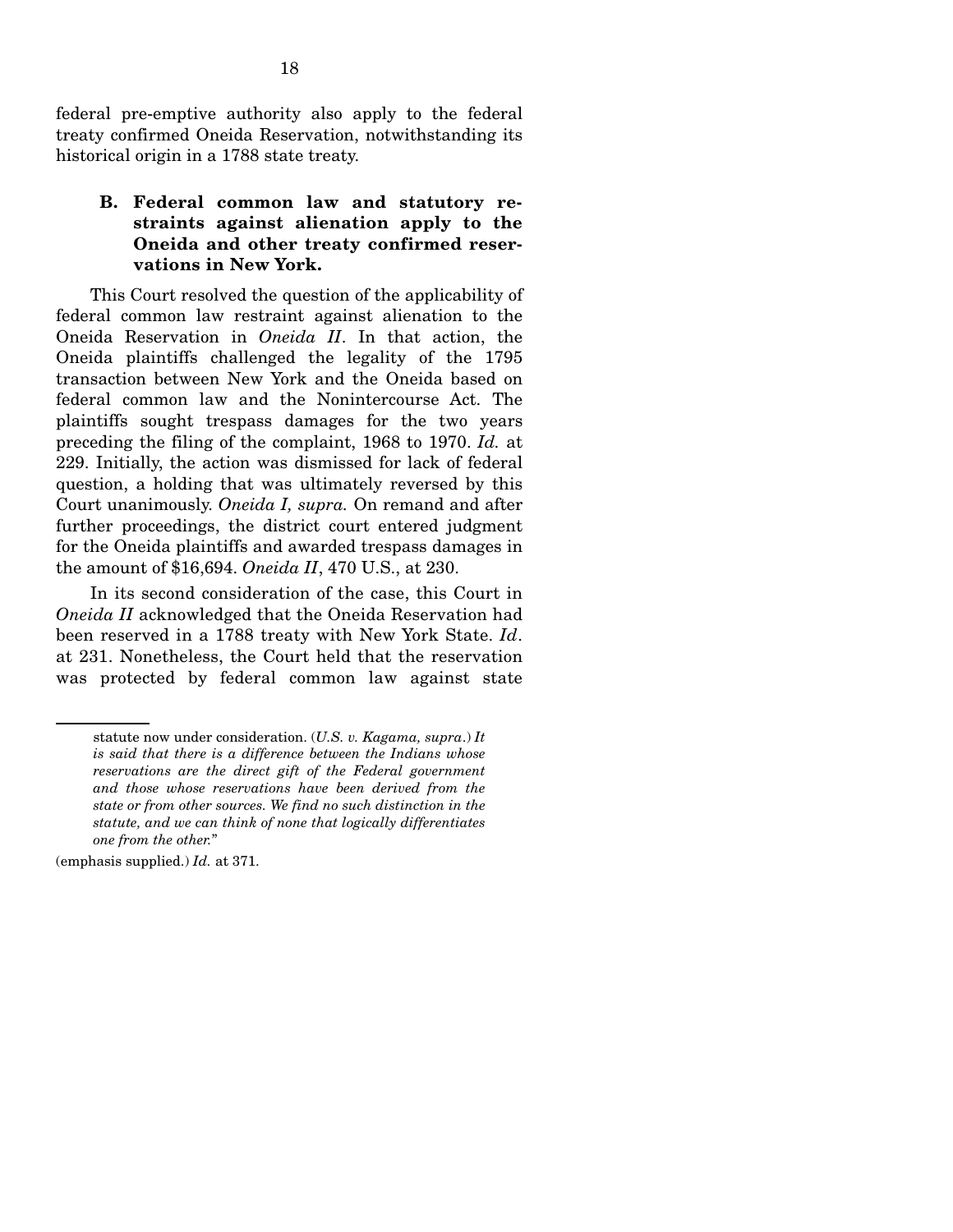federal pre-emptive authority also apply to the federal treaty confirmed Oneida Reservation, notwithstanding its historical origin in a 1788 state treaty.

### B. Federal common law and statutory restraints against alienation apply to the Oneida and other treaty confirmed reservations in New York.

This Court resolved the question of the applicability of federal common law restraint against alienation to the Oneida Reservation in *Oneida II*. In that action, the Oneida plaintiffs challenged the legality of the 1795 transaction between New York and the Oneida based on federal common law and the Nonintercourse Act. The plaintiffs sought trespass damages for the two years preceding the filing of the complaint, 1968 to 1970. *Id.* at 229. Initially, the action was dismissed for lack of federal question, a holding that was ultimately reversed by this Court unanimously. *Oneida I, supra.* On remand and after further proceedings, the district court entered judgment for the Oneida plaintiffs and awarded trespass damages in the amount of $16,694. *Oneida II*, 470 U.S., at 230.

In its second consideration of the case, this Court in *Oneida II* acknowledged that the Oneida Reservation had been reserved in a 1788 treaty with New York State. *Id*. at 231. Nonetheless, the Court held that the reservation was protected by federal common law against state

---

statute now under consideration. (*U.S. v. Kagama, supra*.) *It is said that there is a difference between the Indians whose reservations are the direct gift of the Federal government and those whose reservations have been derived from the state or from other sources. We find no such distinction in the statute, and we can think of none that logically differentiates one from the other.*"

(emphasis supplied.) *Id.* at 371.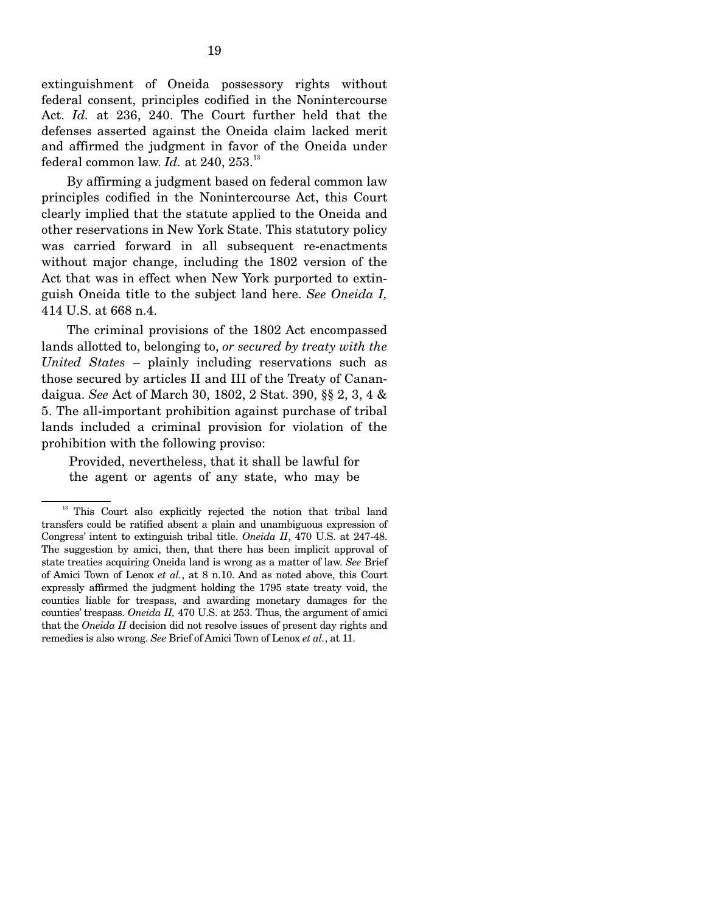extinguishment of Oneida possessory rights without federal consent, principles codified in the Nonintercourse Act. *Id.* at 236, 240. The Court further held that the defenses asserted against the Oneida claim lacked merit and affirmed the judgment in favor of the Oneida under federal common law. *Id.* at 240, 253.[13]

By affirming a judgment based on federal common law principles codified in the Nonintercourse Act, this Court clearly implied that the statute applied to the Oneida and other reservations in New York State. This statutory policy was carried forward in all subsequent re-enactments without major change, including the 1802 version of the Act that was in effect when New York purported to extinguish Oneida title to the subject land here. *See Oneida I,* 414 U.S. at 668 n.4.

The criminal provisions of the 1802 Act encompassed lands allotted to, belonging to, *or secured by treaty with the United States* – plainly including reservations such as those secured by articles II and III of the Treaty of Canandaigua. *See* Act of March 30, 1802, 2 Stat. 390, §§ 2, 3, 4 & 5. The all-important prohibition against purchase of tribal lands included a criminal provision for violation of the prohibition with the following proviso:

> Provided, nevertheless, that it shall be lawful for the agent or agents of any state, who may be

[13] This Court also explicitly rejected the notion that tribal land transfers could be ratified absent a plain and unambiguous expression of Congress' intent to extinguish tribal title. *Oneida II*, 470 U.S. at 247-48. The suggestion by amici, then, that there has been implicit approval of state treaties acquiring Oneida land is wrong as a matter of law. *See* Brief of Amici Town of Lenox *et al.*, at 8 n.10. And as noted above, this Court expressly affirmed the judgment holding the 1795 state treaty void, the counties liable for trespass, and awarding monetary damages for the counties' trespass. *Oneida II,* 470 U.S. at 253. Thus, the argument of amici that the *Oneida II* decision did not resolve issues of present day rights and remedies is also wrong. *See* Brief of Amici Town of Lenox *et al.*, at 11.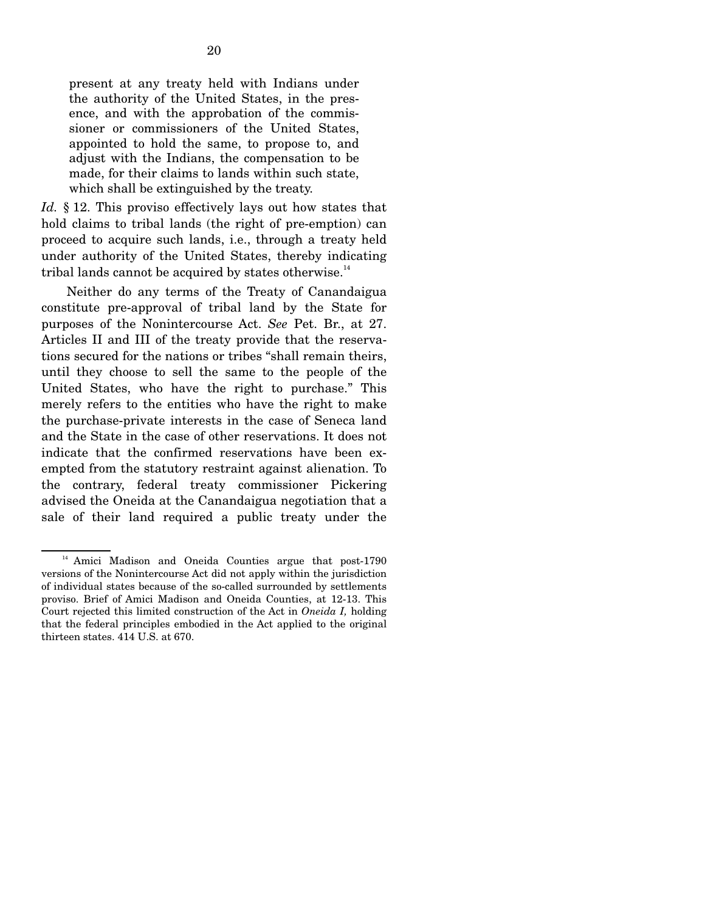> present at any treaty held with Indians under the authority of the United States, in the presence, and with the approbation of the commissioner or commissioners of the United States, appointed to hold the same, to propose to, and adjust with the Indians, the compensation to be made, for their claims to lands within such state, which shall be extinguished by the treaty.

*Id.* § 12. This proviso effectively lays out how states that hold claims to tribal lands (the right of pre-emption) can proceed to acquire such lands, i.e., through a treaty held under authority of the United States, thereby indicating tribal lands cannot be acquired by states otherwise.[14]

Neither do any terms of the Treaty of Canandaigua constitute pre-approval of tribal land by the State for purposes of the Nonintercourse Act. *See* Pet. Br., at 27. Articles II and III of the treaty provide that the reservations secured for the nations or tribes "shall remain theirs, until they choose to sell the same to the people of the United States, who have the right to purchase." This merely refers to the entities who have the right to make the purchase-private interests in the case of Seneca land and the State in the case of other reservations. It does not indicate that the confirmed reservations have been exempted from the statutory restraint against alienation. To the contrary, federal treaty commissioner Pickering advised the Oneida at the Canandaigua negotiation that a sale of their land required a public treaty under the

[14] Amici Madison and Oneida Counties argue that post-1790 versions of the Nonintercourse Act did not apply within the jurisdiction of individual states because of the so-called surrounded by settlements proviso. Brief of Amici Madison and Oneida Counties, at 12-13. This Court rejected this limited construction of the Act in *Oneida I,* holding that the federal principles embodied in the Act applied to the original thirteen states. 414 U.S. at 670.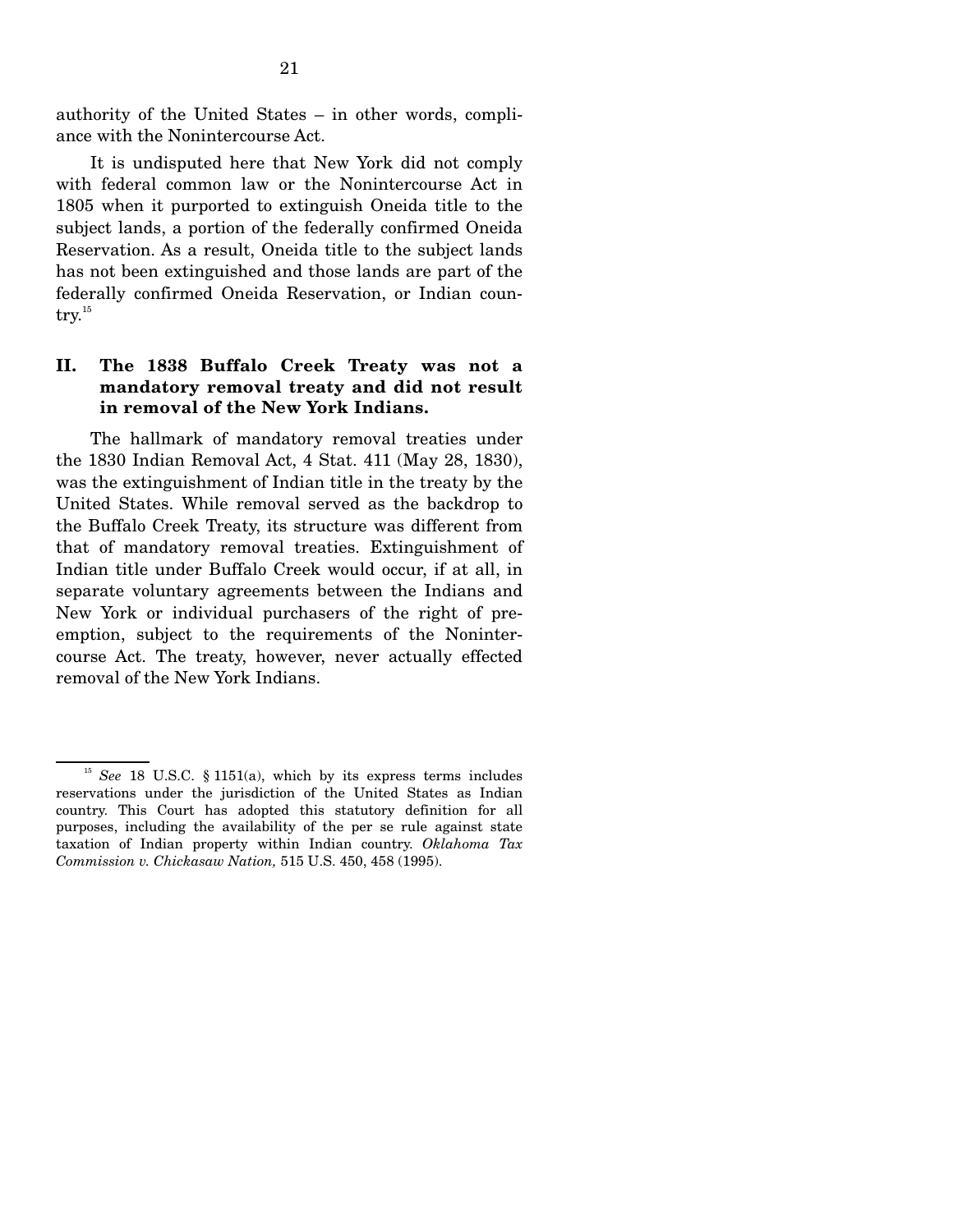authority of the United States – in other words, compliance with the Nonintercourse Act.

It is undisputed here that New York did not comply with federal common law or the Nonintercourse Act in 1805 when it purported to extinguish Oneida title to the subject lands, a portion of the federally confirmed Oneida Reservation. As a result, Oneida title to the subject lands has not been extinguished and those lands are part of the federally confirmed Oneida Reservation, or Indian country.[15]

## II. The 1838 Buffalo Creek Treaty was not a mandatory removal treaty and did not result in removal of the New York Indians.

The hallmark of mandatory removal treaties under the 1830 Indian Removal Act, 4 Stat. 411 (May 28, 1830), was the extinguishment of Indian title in the treaty by the United States. While removal served as the backdrop to the Buffalo Creek Treaty, its structure was different from that of mandatory removal treaties. Extinguishment of Indian title under Buffalo Creek would occur, if at all, in separate voluntary agreements between the Indians and New York or individual purchasers of the right of preemption, subject to the requirements of the Nonintercourse Act. The treaty, however, never actually effected removal of the New York Indians.

---

[15] *See* 18 U.S.C. § 1151(a), which by its express terms includes reservations under the jurisdiction of the United States as Indian country. This Court has adopted this statutory definition for all purposes, including the availability of the per se rule against state taxation of Indian property within Indian country. *Oklahoma Tax Commission v. Chickasaw Nation,* 515 U.S. 450, 458 (1995).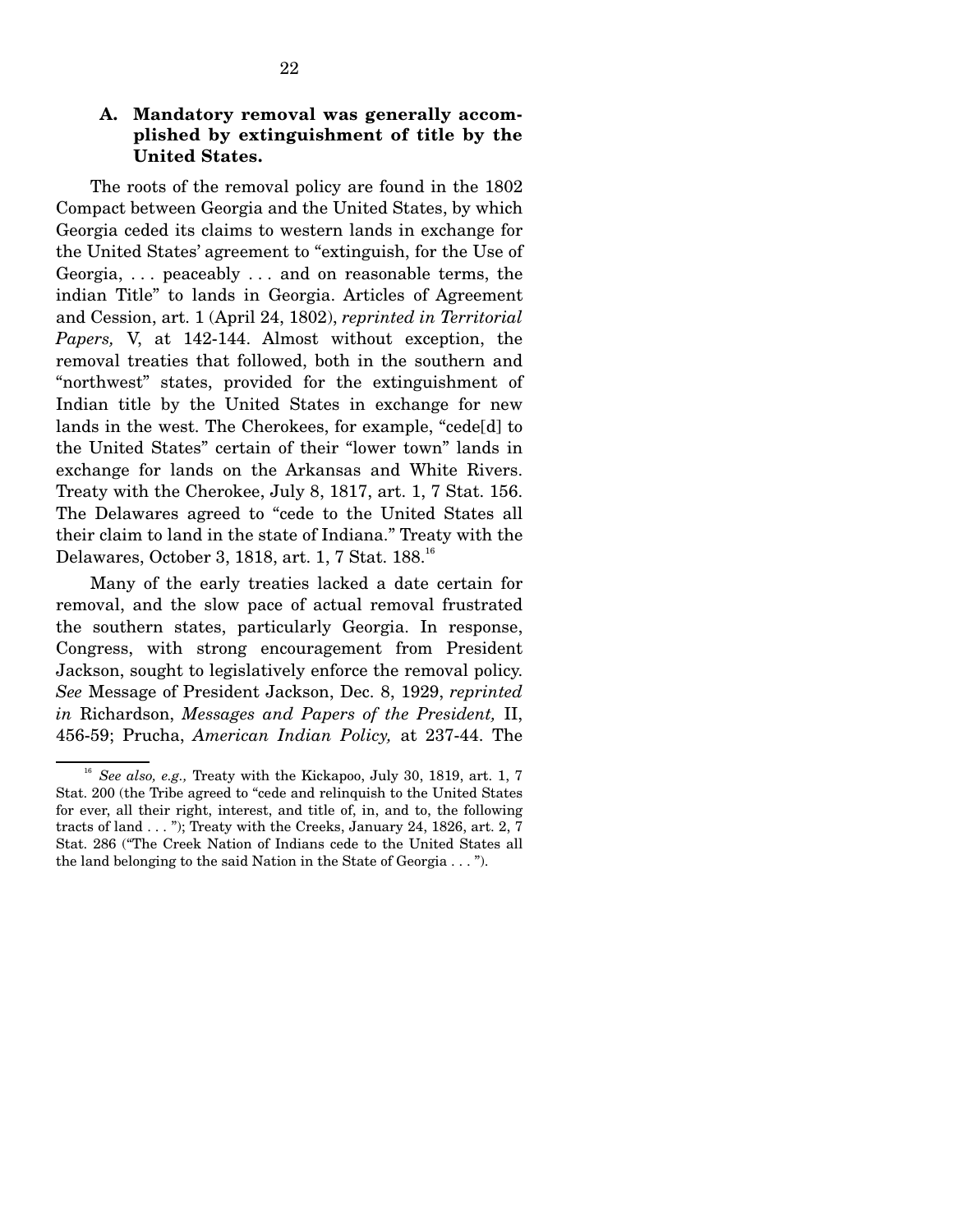### A. Mandatory removal was generally accomplished by extinguishment of title by the United States.

The roots of the removal policy are found in the 1802 Compact between Georgia and the United States, by which Georgia ceded its claims to western lands in exchange for the United States' agreement to "extinguish, for the Use of Georgia, . . . peaceably . . . and on reasonable terms, the indian Title" to lands in Georgia. Articles of Agreement and Cession, art. 1 (April 24, 1802), *reprinted in Territorial Papers,* V, at 142-144. Almost without exception, the removal treaties that followed, both in the southern and "northwest" states, provided for the extinguishment of Indian title by the United States in exchange for new lands in the west. The Cherokees, for example, "cede[d] to the United States" certain of their "lower town" lands in exchange for lands on the Arkansas and White Rivers. Treaty with the Cherokee, July 8, 1817, art. 1, 7 Stat. 156. The Delawares agreed to "cede to the United States all their claim to land in the state of Indiana." Treaty with the Delawares, October 3, 1818, art. 1, 7 Stat. 188.[16]

Many of the early treaties lacked a date certain for removal, and the slow pace of actual removal frustrated the southern states, particularly Georgia. In response, Congress, with strong encouragement from President Jackson, sought to legislatively enforce the removal policy. *See* Message of President Jackson, Dec. 8, 1929, *reprinted in* Richardson, *Messages and Papers of the President,* II, 456-59; Prucha, *American Indian Policy,* at 237-44. The

[16] *See also, e.g.,* Treaty with the Kickapoo, July 30, 1819, art. 1, 7 Stat. 200 (the Tribe agreed to "cede and relinquish to the United States for ever, all their right, interest, and title of, in, and to, the following tracts of land . . . "); Treaty with the Creeks, January 24, 1826, art. 2, 7 Stat. 286 ("The Creek Nation of Indians cede to the United States all the land belonging to the said Nation in the State of Georgia . . . ").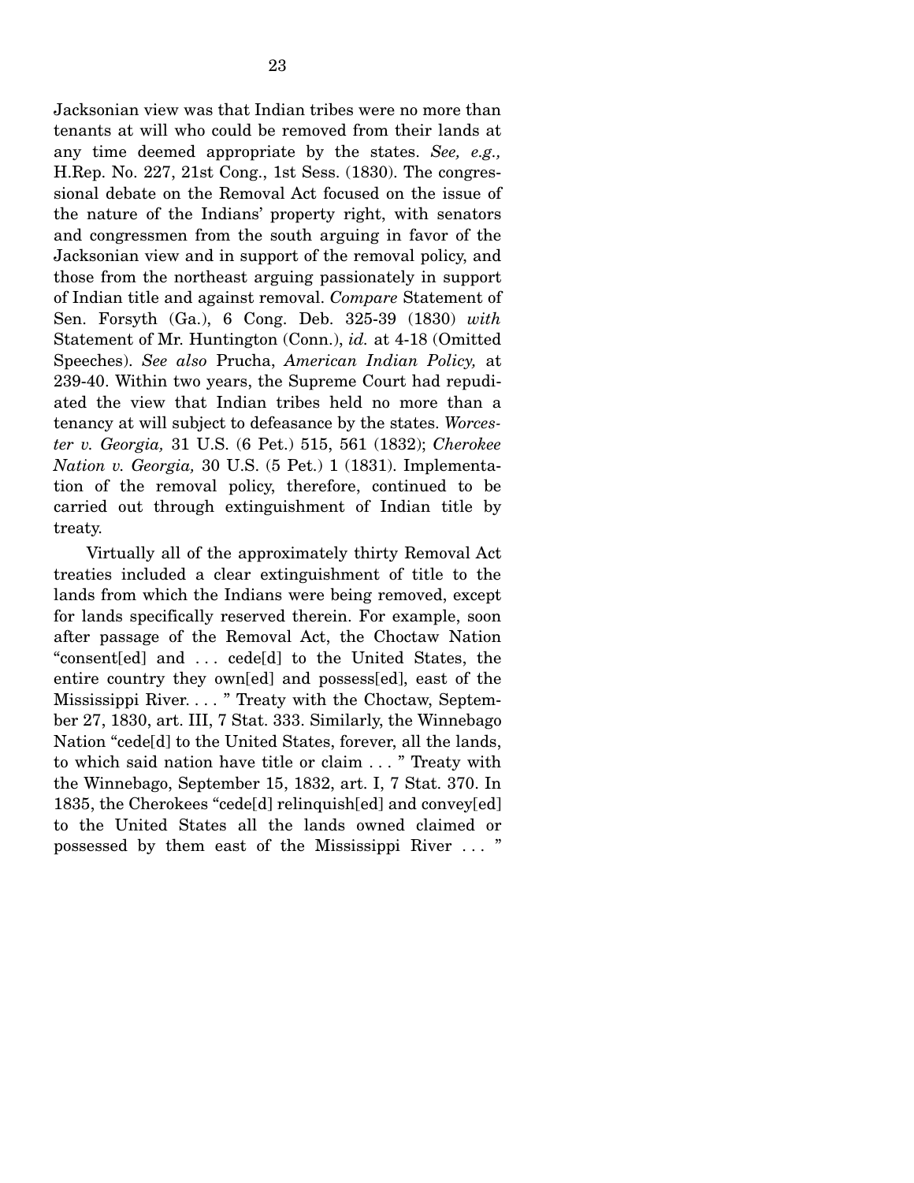Jacksonian view was that Indian tribes were no more than tenants at will who could be removed from their lands at any time deemed appropriate by the states. *See, e.g.,* H.Rep. No. 227, 21st Cong., 1st Sess. (1830). The congressional debate on the Removal Act focused on the issue of the nature of the Indians' property right, with senators and congressmen from the south arguing in favor of the Jacksonian view and in support of the removal policy, and those from the northeast arguing passionately in support of Indian title and against removal. *Compare* Statement of Sen. Forsyth (Ga.), 6 Cong. Deb. 325-39 (1830) *with* Statement of Mr. Huntington (Conn.), *id.* at 4-18 (Omitted Speeches). *See also* Prucha, *American Indian Policy,* at 239-40. Within two years, the Supreme Court had repudiated the view that Indian tribes held no more than a tenancy at will subject to defeasance by the states. *Worcester v. Georgia,* 31 U.S. (6 Pet.) 515, 561 (1832); *Cherokee Nation v. Georgia,* 30 U.S. (5 Pet.) 1 (1831). Implementation of the removal policy, therefore, continued to be carried out through extinguishment of Indian title by treaty.

Virtually all of the approximately thirty Removal Act treaties included a clear extinguishment of title to the lands from which the Indians were being removed, except for lands specifically reserved therein. For example, soon after passage of the Removal Act, the Choctaw Nation "consent[ed] and . . . cede[d] to the United States, the entire country they own[ed] and possess[ed], east of the Mississippi River. . . . " Treaty with the Choctaw, September 27, 1830, art. III, 7 Stat. 333. Similarly, the Winnebago Nation "cede[d] to the United States, forever, all the lands, to which said nation have title or claim . . . " Treaty with the Winnebago, September 15, 1832, art. I, 7 Stat. 370. In 1835, the Cherokees "cede[d] relinquish[ed] and convey[ed] to the United States all the lands owned claimed or possessed by them east of the Mississippi River . . . "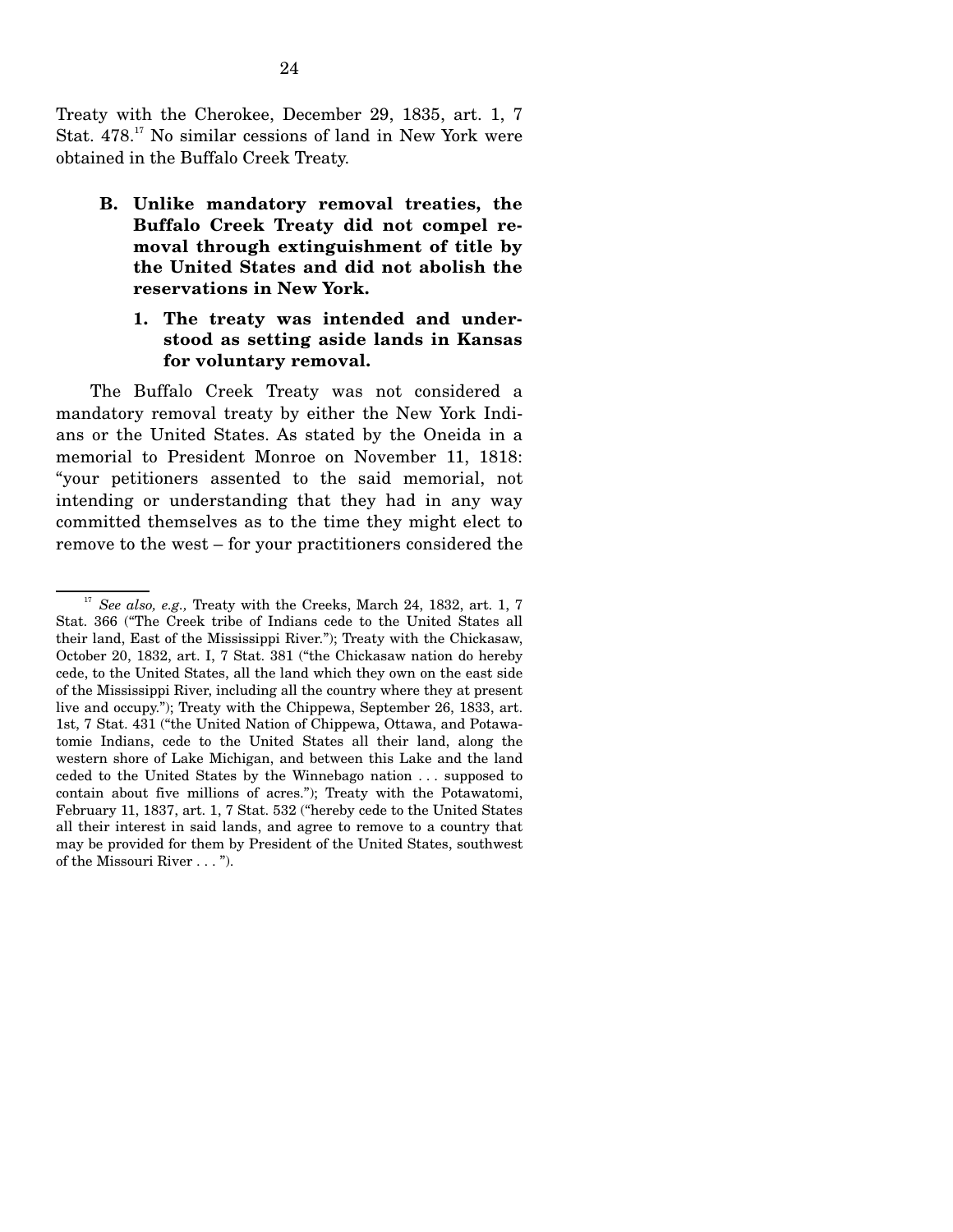Treaty with the Cherokee, December 29, 1835, art. 1, 7 Stat. 478.[17] No similar cessions of land in New York were obtained in the Buffalo Creek Treaty.

### B. Unlike mandatory removal treaties, the Buffalo Creek Treaty did not compel removal through extinguishment of title by the United States and did not abolish the reservations in New York.

#### 1. The treaty was intended and understood as setting aside lands in Kansas for voluntary removal.

The Buffalo Creek Treaty was not considered a mandatory removal treaty by either the New York Indians or the United States. As stated by the Oneida in a memorial to President Monroe on November 11, 1818: "your petitioners assented to the said memorial, not intending or understanding that they had in any way committed themselves as to the time they might elect to remove to the west – for your practitioners considered the

---

[17] *See also, e.g.*, Treaty with the Creeks, March 24, 1832, art. 1, 7 Stat. 366 ("The Creek tribe of Indians cede to the United States all their land, East of the Mississippi River."); Treaty with the Chickasaw, October 20, 1832, art. I, 7 Stat. 381 ("the Chickasaw nation do hereby cede, to the United States, all the land which they own on the east side of the Mississippi River, including all the country where they at present live and occupy."); Treaty with the Chippewa, September 26, 1833, art. 1st, 7 Stat. 431 ("the United Nation of Chippewa, Ottawa, and Potawatomie Indians, cede to the United States all their land, along the western shore of Lake Michigan, and between this Lake and the land ceded to the United States by the Winnebago nation . . . supposed to contain about five millions of acres."); Treaty with the Potawatomi, February 11, 1837, art. 1, 7 Stat. 532 ("hereby cede to the United States all their interest in said lands, and agree to remove to a country that may be provided for them by President of the United States, southwest of the Missouri River . . . ").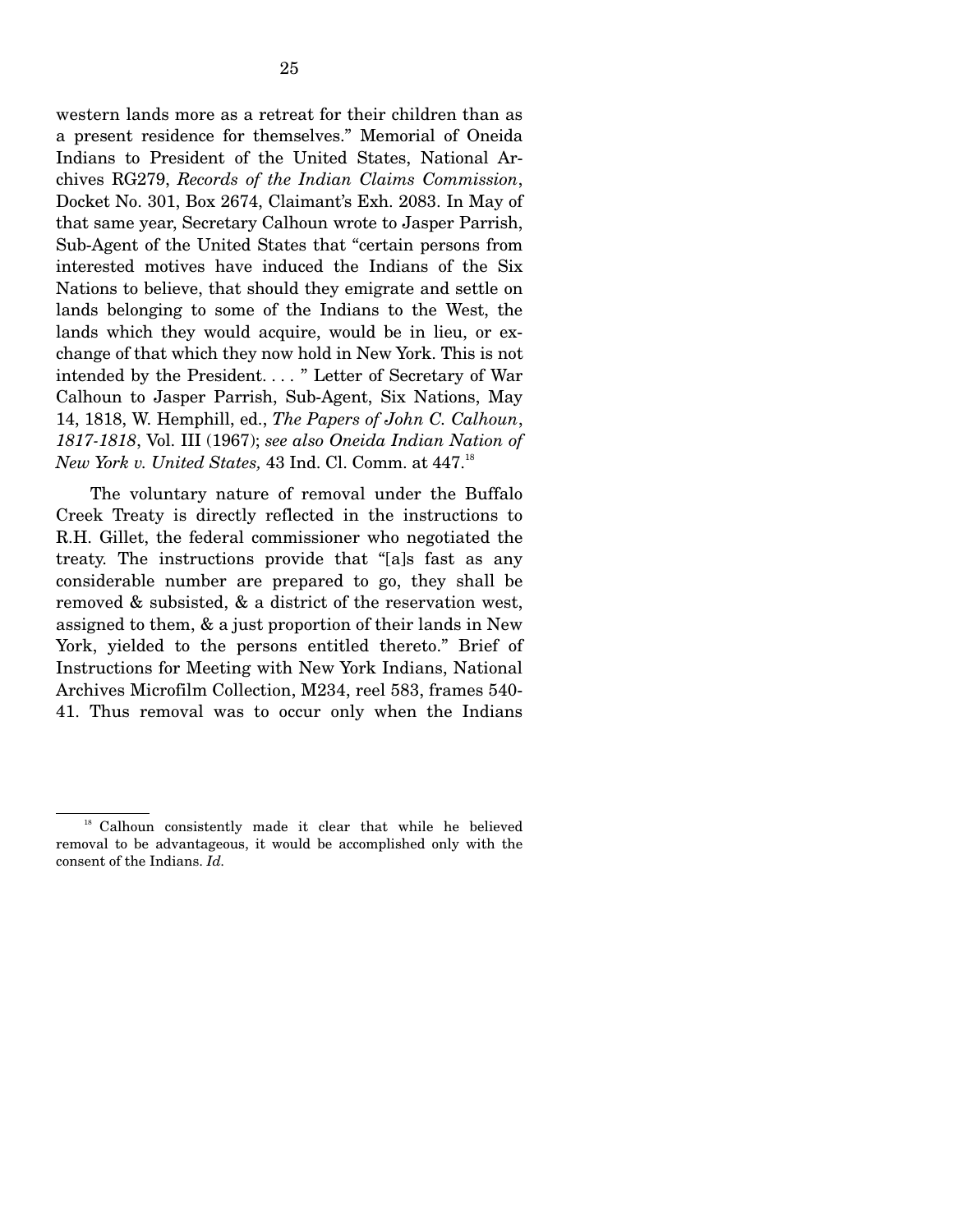western lands more as a retreat for their children than as a present residence for themselves." Memorial of Oneida Indians to President of the United States, National Archives RG279, *Records of the Indian Claims Commission*, Docket No. 301, Box 2674, Claimant's Exh. 2083. In May of that same year, Secretary Calhoun wrote to Jasper Parrish, Sub-Agent of the United States that "certain persons from interested motives have induced the Indians of the Six Nations to believe, that should they emigrate and settle on lands belonging to some of the Indians to the West, the lands which they would acquire, would be in lieu, or exchange of that which they now hold in New York. This is not intended by the President. . . . " Letter of Secretary of War Calhoun to Jasper Parrish, Sub-Agent, Six Nations, May 14, 1818, W. Hemphill, ed., *The Papers of John C. Calhoun, 1817-1818*, Vol. III (1967); *see also Oneida Indian Nation of New York v. United States,* 43 Ind. Cl. Comm. at 447.[18]

The voluntary nature of removal under the Buffalo Creek Treaty is directly reflected in the instructions to R.H. Gillet, the federal commissioner who negotiated the treaty. The instructions provide that "[a]s fast as any considerable number are prepared to go, they shall be removed & subsisted, & a district of the reservation west, assigned to them, & a just proportion of their lands in New York, yielded to the persons entitled thereto." Brief of Instructions for Meeting with New York Indians, National Archives Microfilm Collection, M234, reel 583, frames 540-41. Thus removal was to occur only when the Indians

[18] Calhoun consistently made it clear that while he believed removal to be advantageous, it would be accomplished only with the consent of the Indians. *Id.*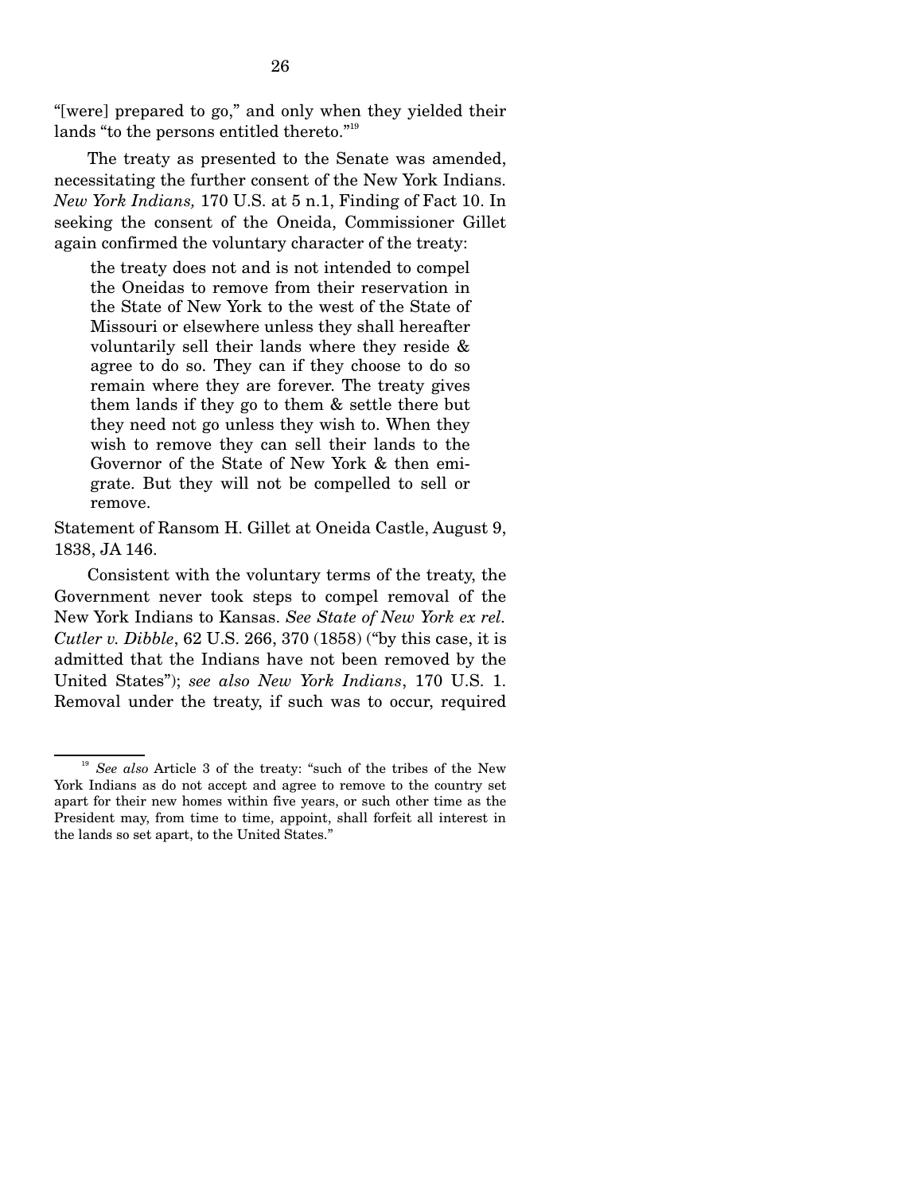"[were] prepared to go," and only when they yielded their lands "to the persons entitled thereto."[19]

The treaty as presented to the Senate was amended, necessitating the further consent of the New York Indians. *New York Indians,* 170 U.S. at 5 n.1, Finding of Fact 10. In seeking the consent of the Oneida, Commissioner Gillet again confirmed the voluntary character of the treaty:

> the treaty does not and is not intended to compel the Oneidas to remove from their reservation in the State of New York to the west of the State of Missouri or elsewhere unless they shall hereafter voluntarily sell their lands where they reside & agree to do so. They can if they choose to do so remain where they are forever. The treaty gives them lands if they go to them & settle there but they need not go unless they wish to. When they wish to remove they can sell their lands to the Governor of the State of New York & then emigrate. But they will not be compelled to sell or remove.

Statement of Ransom H. Gillet at Oneida Castle, August 9, 1838, JA 146.

Consistent with the voluntary terms of the treaty, the Government never took steps to compel removal of the New York Indians to Kansas. *See State of New York ex rel. Cutler v. Dibble*, 62 U.S. 266, 370 (1858) ("by this case, it is admitted that the Indians have not been removed by the United States"); *see also New York Indians*, 170 U.S. 1. Removal under the treaty, if such was to occur, required

[19] *See also* Article 3 of the treaty: "such of the tribes of the New York Indians as do not accept and agree to remove to the country set apart for their new homes within five years, or such other time as the President may, from time to time, appoint, shall forfeit all interest in the lands so set apart, to the United States."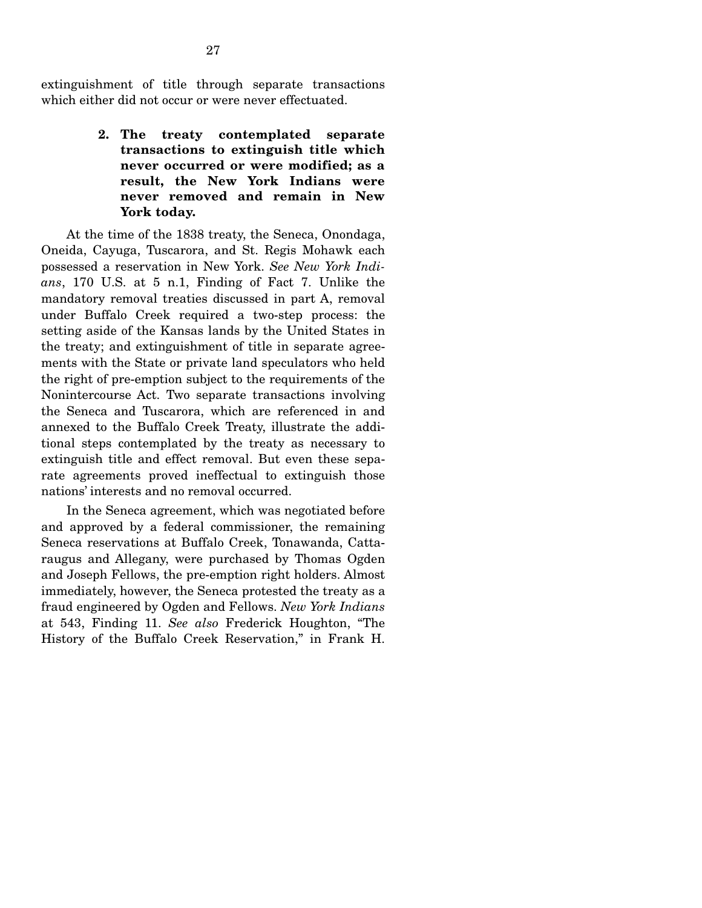extinguishment of title through separate transactions which either did not occur or were never effectuated.

### 2. The treaty contemplated separate transactions to extinguish title which never occurred or were modified; as a result, the New York Indians were never removed and remain in New York today.

At the time of the 1838 treaty, the Seneca, Onondaga, Oneida, Cayuga, Tuscarora, and St. Regis Mohawk each possessed a reservation in New York. *See New York Indians*, 170 U.S. at 5 n.1, Finding of Fact 7. Unlike the mandatory removal treaties discussed in part A, removal under Buffalo Creek required a two-step process: the setting aside of the Kansas lands by the United States in the treaty; and extinguishment of title in separate agreements with the State or private land speculators who held the right of pre-emption subject to the requirements of the Nonintercourse Act. Two separate transactions involving the Seneca and Tuscarora, which are referenced in and annexed to the Buffalo Creek Treaty, illustrate the additional steps contemplated by the treaty as necessary to extinguish title and effect removal. But even these separate agreements proved ineffectual to extinguish those nations' interests and no removal occurred.

In the Seneca agreement, which was negotiated before and approved by a federal commissioner, the remaining Seneca reservations at Buffalo Creek, Tonawanda, Cattaraugus and Allegany, were purchased by Thomas Ogden and Joseph Fellows, the pre-emption right holders. Almost immediately, however, the Seneca protested the treaty as a fraud engineered by Ogden and Fellows. *New York Indians* at 543, Finding 11. *See also* Frederick Houghton, "The History of the Buffalo Creek Reservation," in Frank H.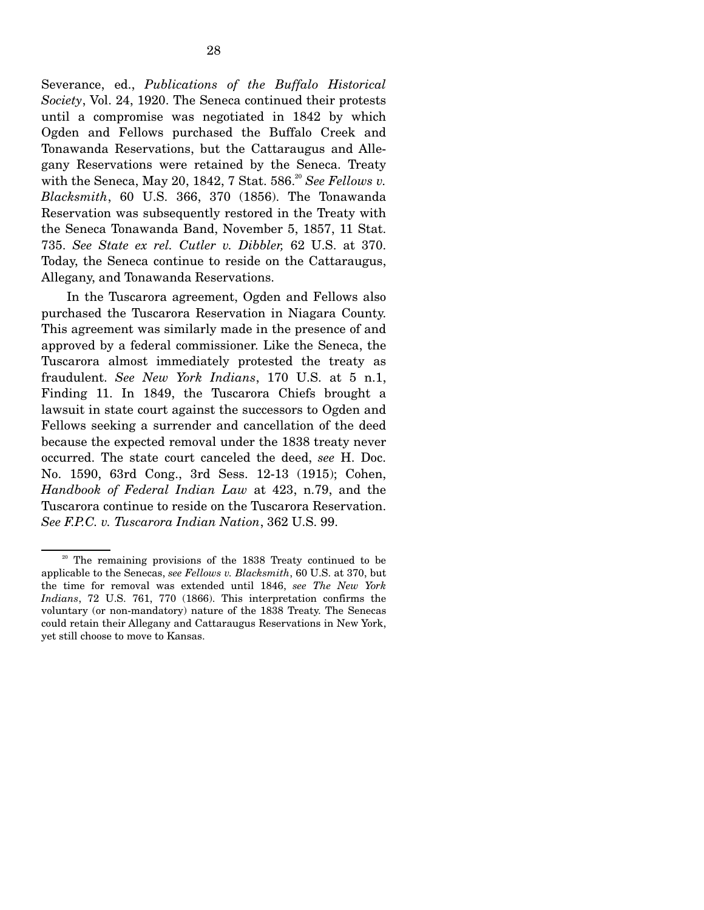Severance, ed., *Publications of the Buffalo Historical Society*, Vol. 24, 1920. The Seneca continued their protests until a compromise was negotiated in 1842 by which Ogden and Fellows purchased the Buffalo Creek and Tonawanda Reservations, but the Cattaraugus and Allegany Reservations were retained by the Seneca. Treaty with the Seneca, May 20, 1842, 7 Stat. 586.[20] *See Fellows v. Blacksmith*, 60 U.S. 366, 370 (1856). The Tonawanda Reservation was subsequently restored in the Treaty with the Seneca Tonawanda Band, November 5, 1857, 11 Stat. 735. *See State ex rel. Cutler v. Dibbler,* 62 U.S. at 370. Today, the Seneca continue to reside on the Cattaraugus, Allegany, and Tonawanda Reservations.

In the Tuscarora agreement, Ogden and Fellows also purchased the Tuscarora Reservation in Niagara County. This agreement was similarly made in the presence of and approved by a federal commissioner. Like the Seneca, the Tuscarora almost immediately protested the treaty as fraudulent. *See New York Indians*, 170 U.S. at 5 n.1, Finding 11. In 1849, the Tuscarora Chiefs brought a lawsuit in state court against the successors to Ogden and Fellows seeking a surrender and cancellation of the deed because the expected removal under the 1838 treaty never occurred. The state court canceled the deed, *see* H. Doc. No. 1590, 63rd Cong., 3rd Sess. 12-13 (1915); Cohen, *Handbook of Federal Indian Law* at 423, n.79, and the Tuscarora continue to reside on the Tuscarora Reservation. *See F.P.C. v. Tuscarora Indian Nation*, 362 U.S. 99.

---

[20] The remaining provisions of the 1838 Treaty continued to be applicable to the Senecas, *see Fellows v. Blacksmith*, 60 U.S. at 370, but the time for removal was extended until 1846, *see The New York Indians*, 72 U.S. 761, 770 (1866). This interpretation confirms the voluntary (or non-mandatory) nature of the 1838 Treaty. The Senecas could retain their Allegany and Cattaraugus Reservations in New York, yet still choose to move to Kansas.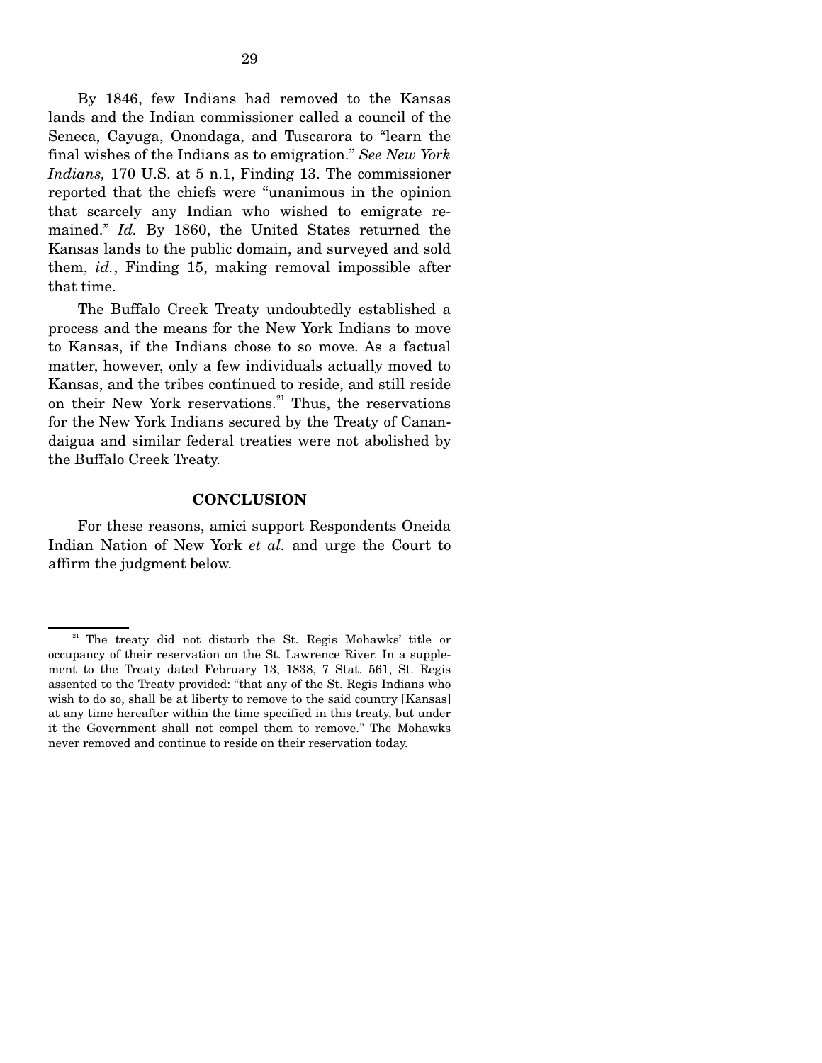By 1846, few Indians had removed to the Kansas lands and the Indian commissioner called a council of the Seneca, Cayuga, Onondaga, and Tuscarora to "learn the final wishes of the Indians as to emigration." *See New York Indians,* 170 U.S. at 5 n.1, Finding 13. The commissioner reported that the chiefs were "unanimous in the opinion that scarcely any Indian who wished to emigrate remained." *Id.* By 1860, the United States returned the Kansas lands to the public domain, and surveyed and sold them, *id.*, Finding 15, making removal impossible after that time.

The Buffalo Creek Treaty undoubtedly established a process and the means for the New York Indians to move to Kansas, if the Indians chose to so move. As a factual matter, however, only a few individuals actually moved to Kansas, and the tribes continued to reside, and still reside on their New York reservations.[21] Thus, the reservations for the New York Indians secured by the Treaty of Canandaigua and similar federal treaties were not abolished by the Buffalo Creek Treaty.

## CONCLUSION

For these reasons, amici support Respondents Oneida Indian Nation of New York *et al.* and urge the Court to affirm the judgment below.

---

[21] The treaty did not disturb the St. Regis Mohawks' title or occupancy of their reservation on the St. Lawrence River. In a supplement to the Treaty dated February 13, 1838, 7 Stat. 561, St. Regis assented to the Treaty provided: "that any of the St. Regis Indians who wish to do so, shall be at liberty to remove to the said country [Kansas] at any time hereafter within the time specified in this treaty, but under it the Government shall not compel them to remove." The Mohawks never removed and continue to reside on their reservation today.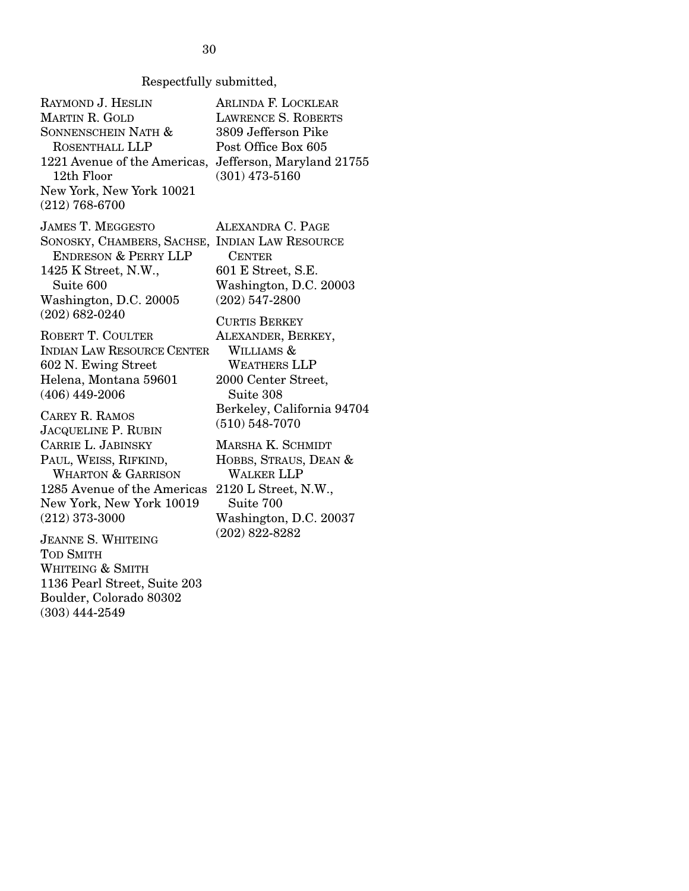Respectfully submitted,

RAYMOND J. HESLIN
MARTIN R. GOLD
SONNENSCHEIN NATH & ROSENTHALL LLP
1221 Avenue of the Americas, 12th Floor
New York, New York 10021
(212) 768-6700

JAMES T. MEGGESTO
SONOSKY, CHAMBERS, SACHSE, ENDRESON & PERRY LLP
1425 K Street, N.W., Suite 600
Washington, D.C. 20005
(202) 682-0240

ROBERT T. COULTER
INDIAN LAW RESOURCE CENTER
602 N. Ewing Street
Helena, Montana 59601
(406) 449-2006

CAREY R. RAMOS
JACQUELINE P. RUBIN
CARRIE L. JABINSKY
PAUL, WEISS, RIFKIND, WHARTON & GARRISON
1285 Avenue of the Americas
New York, New York 10019
(212) 373-3000

JEANNE S. WHITEING
TOD SMITH
WHITEING & SMITH
1136 Pearl Street, Suite 203
Boulder, Colorado 80302
(303) 444-2549

ARLINDA F. LOCKLEAR
LAWRENCE S. ROBERTS
3809 Jefferson Pike
Post Office Box 605
Jefferson, Maryland 21755
(301) 473-5160

ALEXANDRA C. PAGE
INDIAN LAW RESOURCE CENTER
601 E Street, S.E.
Washington, D.C. 20003
(202) 547-2800

CURTIS BERKEY
ALEXANDER, BERKEY, WILLIAMS & WEATHERS LLP
2000 Center Street, Suite 308
Berkeley, California 94704
(510) 548-7070

MARSHA K. SCHMIDT
HOBBS, STRAUS, DEAN & WALKER LLP
2120 L Street, N.W., Suite 700
Washington, D.C. 20037
(202) 822-8282